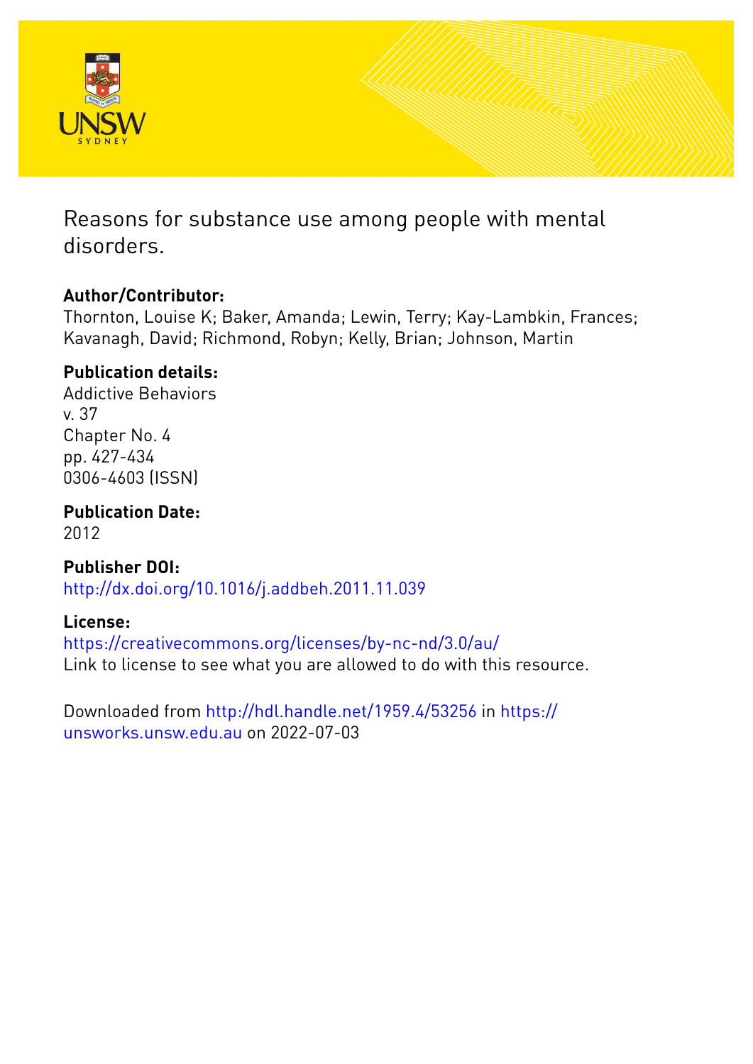# Reasons for substance use among people with mental disorders.

**Author/Contributor:**
Thornton, Louise K; Baker, Amanda; Lewin, Terry; Kay-Lambkin, Frances; Kavanagh, David; Richmond, Robyn; Kelly, Brian; Johnson, Martin

**Publication details:**
Addictive Behaviors
v. 37
Chapter No. 4
pp. 427-434
0306-4603 (ISSN)

**Publication Date:**
2012

**Publisher DOI:**
http://dx.doi.org/10.1016/j.addbeh.2011.11.039

**License:**
https://creativecommons.org/licenses/by-nc-nd/3.0/au/
Link to license to see what you are allowed to do with this resource.

Downloaded from http://hdl.handle.net/1959.4/53256 in https://unsworks.unsw.edu.au on 2022-07-03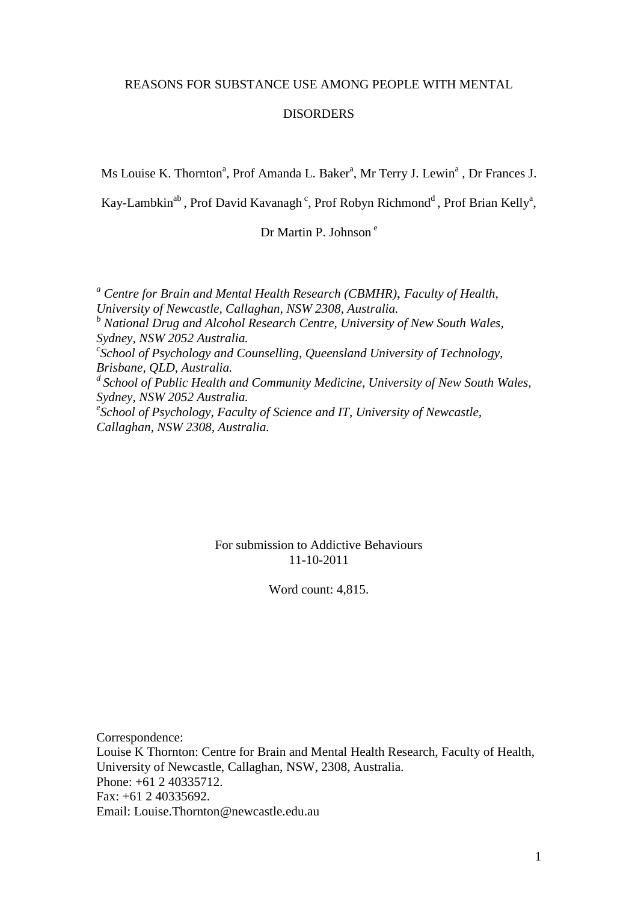# REASONS FOR SUBSTANCE USE AMONG PEOPLE WITH MENTAL DISORDERS

Ms Louise K. Thornton[a], Prof Amanda L. Baker[a], Mr Terry J. Lewin[a] , Dr Frances J. Kay-Lambkin[ab] , Prof David Kavanagh [c], Prof Robyn Richmond[d] , Prof Brian Kelly[a], Dr Martin P. Johnson [e]

*[a] Centre for Brain and Mental Health Research (CBMHR), Faculty of Health, University of Newcastle, Callaghan, NSW 2308, Australia.*
*[b] National Drug and Alcohol Research Centre, University of New South Wales, Sydney, NSW 2052 Australia.*
*[c]School of Psychology and Counselling, Queensland University of Technology, Brisbane, QLD, Australia.*
*[d] School of Public Health and Community Medicine, University of New South Wales, Sydney, NSW 2052 Australia.*
*[e]School of Psychology, Faculty of Science and IT, University of Newcastle, Callaghan, NSW 2308, Australia.*

For submission to Addictive Behaviours
11-10-2011

Word count: 4,815.

Correspondence:
Louise K Thornton: Centre for Brain and Mental Health Research, Faculty of Health, University of Newcastle, Callaghan, NSW, 2308, Australia.
Phone: +61 2 40335712.
Fax: +61 2 40335692.
Email: Louise.Thornton@newcastle.edu.au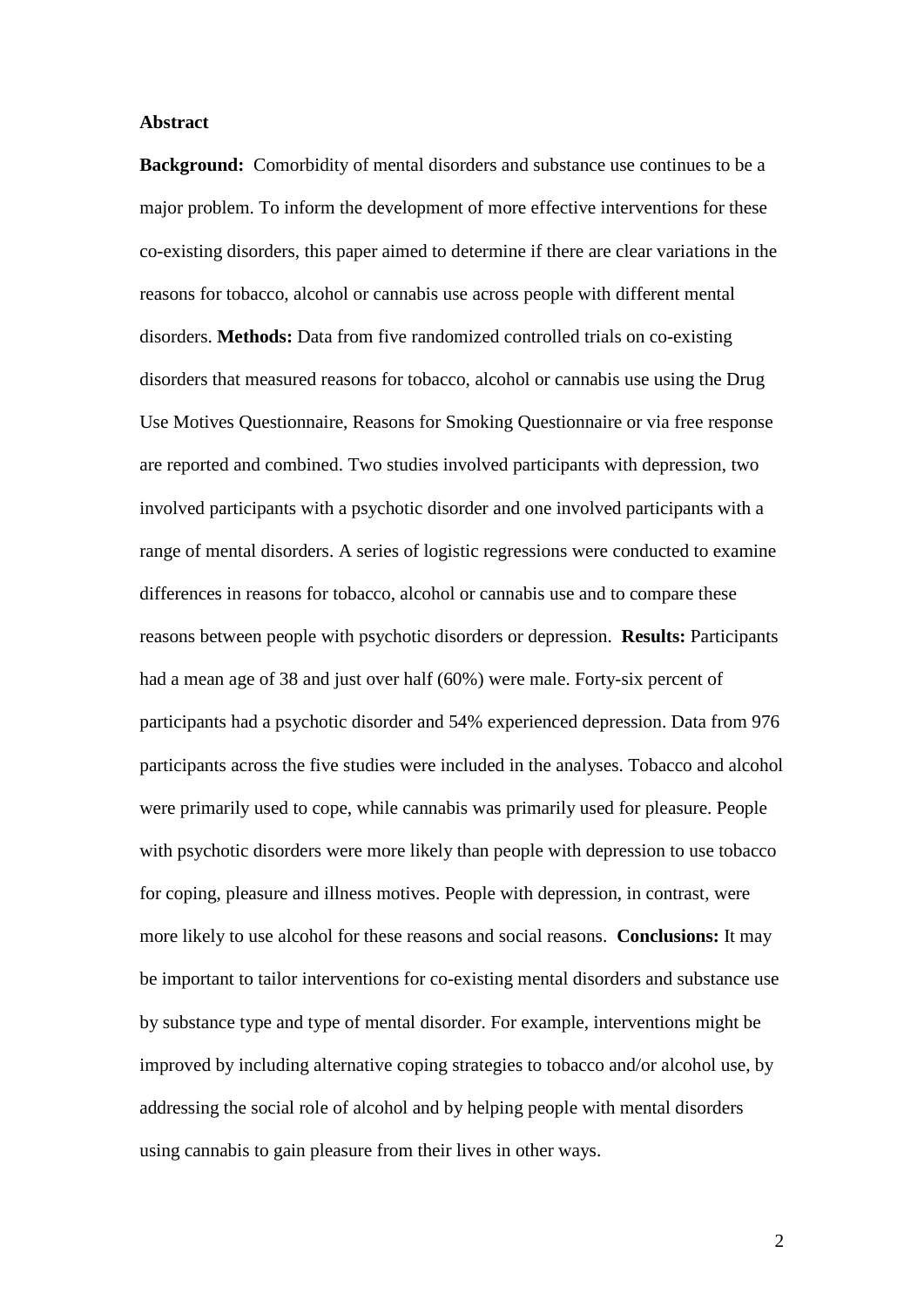## Abstract

**Background:** Comorbidity of mental disorders and substance use continues to be a major problem. To inform the development of more effective interventions for these co-existing disorders, this paper aimed to determine if there are clear variations in the reasons for tobacco, alcohol or cannabis use across people with different mental disorders. **Methods:** Data from five randomized controlled trials on co-existing disorders that measured reasons for tobacco, alcohol or cannabis use using the Drug Use Motives Questionnaire, Reasons for Smoking Questionnaire or via free response are reported and combined. Two studies involved participants with depression, two involved participants with a psychotic disorder and one involved participants with a range of mental disorders. A series of logistic regressions were conducted to examine differences in reasons for tobacco, alcohol or cannabis use and to compare these reasons between people with psychotic disorders or depression. **Results:** Participants had a mean age of 38 and just over half (60%) were male. Forty-six percent of participants had a psychotic disorder and 54% experienced depression. Data from 976 participants across the five studies were included in the analyses. Tobacco and alcohol were primarily used to cope, while cannabis was primarily used for pleasure. People with psychotic disorders were more likely than people with depression to use tobacco for coping, pleasure and illness motives. People with depression, in contrast, were more likely to use alcohol for these reasons and social reasons. **Conclusions:** It may be important to tailor interventions for co-existing mental disorders and substance use by substance type and type of mental disorder. For example, interventions might be improved by including alternative coping strategies to tobacco and/or alcohol use, by addressing the social role of alcohol and by helping people with mental disorders using cannabis to gain pleasure from their lives in other ways.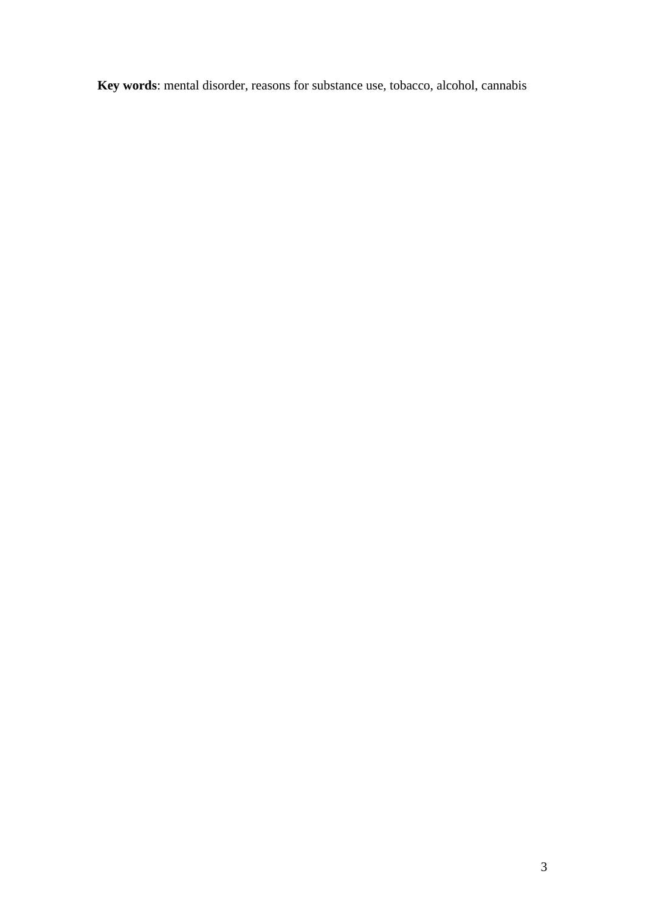**Key words**: mental disorder, reasons for substance use, tobacco, alcohol, cannabis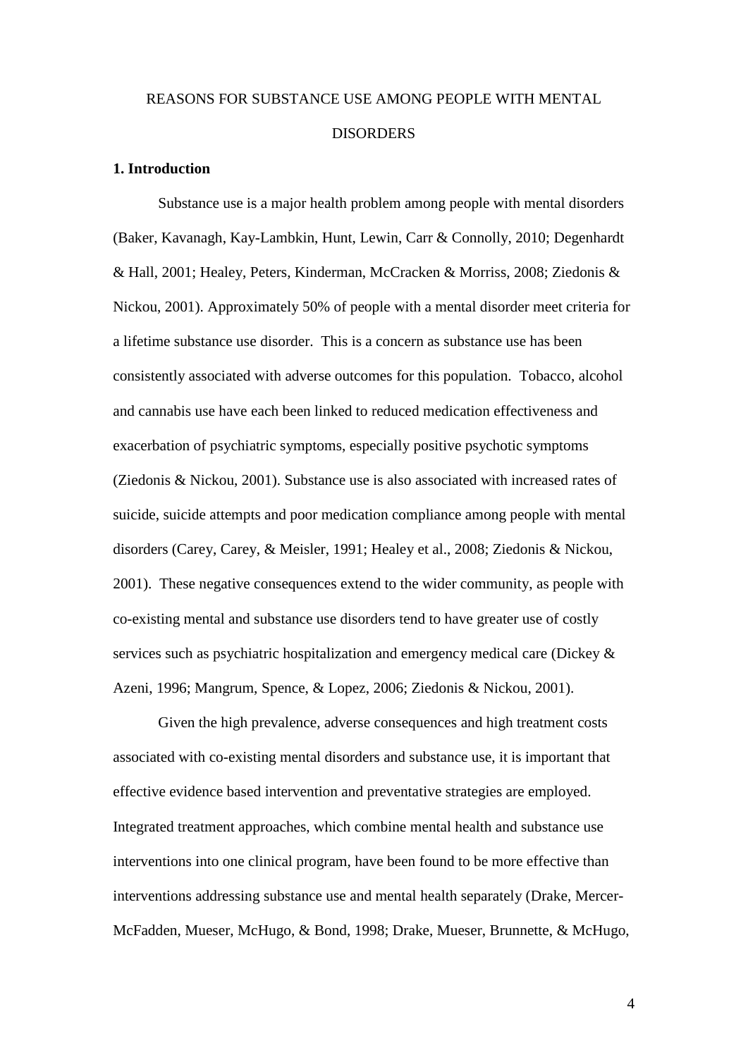# REASONS FOR SUBSTANCE USE AMONG PEOPLE WITH MENTAL DISORDERS

## 1. Introduction

Substance use is a major health problem among people with mental disorders (Baker, Kavanagh, Kay-Lambkin, Hunt, Lewin, Carr & Connolly, 2010; Degenhardt & Hall, 2001; Healey, Peters, Kinderman, McCracken & Morriss, 2008; Ziedonis & Nickou, 2001). Approximately 50% of people with a mental disorder meet criteria for a lifetime substance use disorder. This is a concern as substance use has been consistently associated with adverse outcomes for this population. Tobacco, alcohol and cannabis use have each been linked to reduced medication effectiveness and exacerbation of psychiatric symptoms, especially positive psychotic symptoms (Ziedonis & Nickou, 2001). Substance use is also associated with increased rates of suicide, suicide attempts and poor medication compliance among people with mental disorders (Carey, Carey, & Meisler, 1991; Healey et al., 2008; Ziedonis & Nickou, 2001). These negative consequences extend to the wider community, as people with co-existing mental and substance use disorders tend to have greater use of costly services such as psychiatric hospitalization and emergency medical care (Dickey & Azeni, 1996; Mangrum, Spence, & Lopez, 2006; Ziedonis & Nickou, 2001).

Given the high prevalence, adverse consequences and high treatment costs associated with co-existing mental disorders and substance use, it is important that effective evidence based intervention and preventative strategies are employed. Integrated treatment approaches, which combine mental health and substance use interventions into one clinical program, have been found to be more effective than interventions addressing substance use and mental health separately (Drake, Mercer-McFadden, Mueser, McHugo, & Bond, 1998; Drake, Mueser, Brunnette, & McHugo,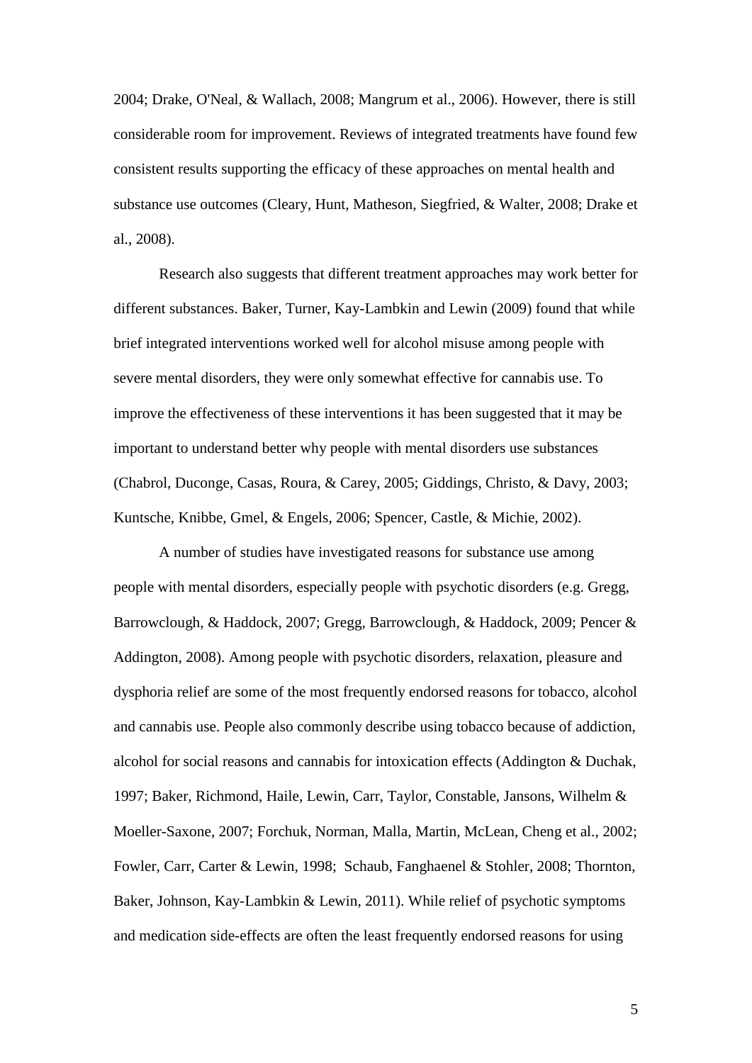2004; Drake, O'Neal, & Wallach, 2008; Mangrum et al., 2006). However, there is still considerable room for improvement. Reviews of integrated treatments have found few consistent results supporting the efficacy of these approaches on mental health and substance use outcomes (Cleary, Hunt, Matheson, Siegfried, & Walter, 2008; Drake et al., 2008).

Research also suggests that different treatment approaches may work better for different substances. Baker, Turner, Kay-Lambkin and Lewin (2009) found that while brief integrated interventions worked well for alcohol misuse among people with severe mental disorders, they were only somewhat effective for cannabis use. To improve the effectiveness of these interventions it has been suggested that it may be important to understand better why people with mental disorders use substances (Chabrol, Duconge, Casas, Roura, & Carey, 2005; Giddings, Christo, & Davy, 2003; Kuntsche, Knibbe, Gmel, & Engels, 2006; Spencer, Castle, & Michie, 2002).

A number of studies have investigated reasons for substance use among people with mental disorders, especially people with psychotic disorders (e.g. Gregg, Barrowclough, & Haddock, 2007; Gregg, Barrowclough, & Haddock, 2009; Pencer & Addington, 2008). Among people with psychotic disorders, relaxation, pleasure and dysphoria relief are some of the most frequently endorsed reasons for tobacco, alcohol and cannabis use. People also commonly describe using tobacco because of addiction, alcohol for social reasons and cannabis for intoxication effects (Addington & Duchak, 1997; Baker, Richmond, Haile, Lewin, Carr, Taylor, Constable, Jansons, Wilhelm & Moeller-Saxone, 2007; Forchuk, Norman, Malla, Martin, McLean, Cheng et al., 2002; Fowler, Carr, Carter & Lewin, 1998; Schaub, Fanghaenel & Stohler, 2008; Thornton, Baker, Johnson, Kay-Lambkin & Lewin, 2011). While relief of psychotic symptoms and medication side-effects are often the least frequently endorsed reasons for using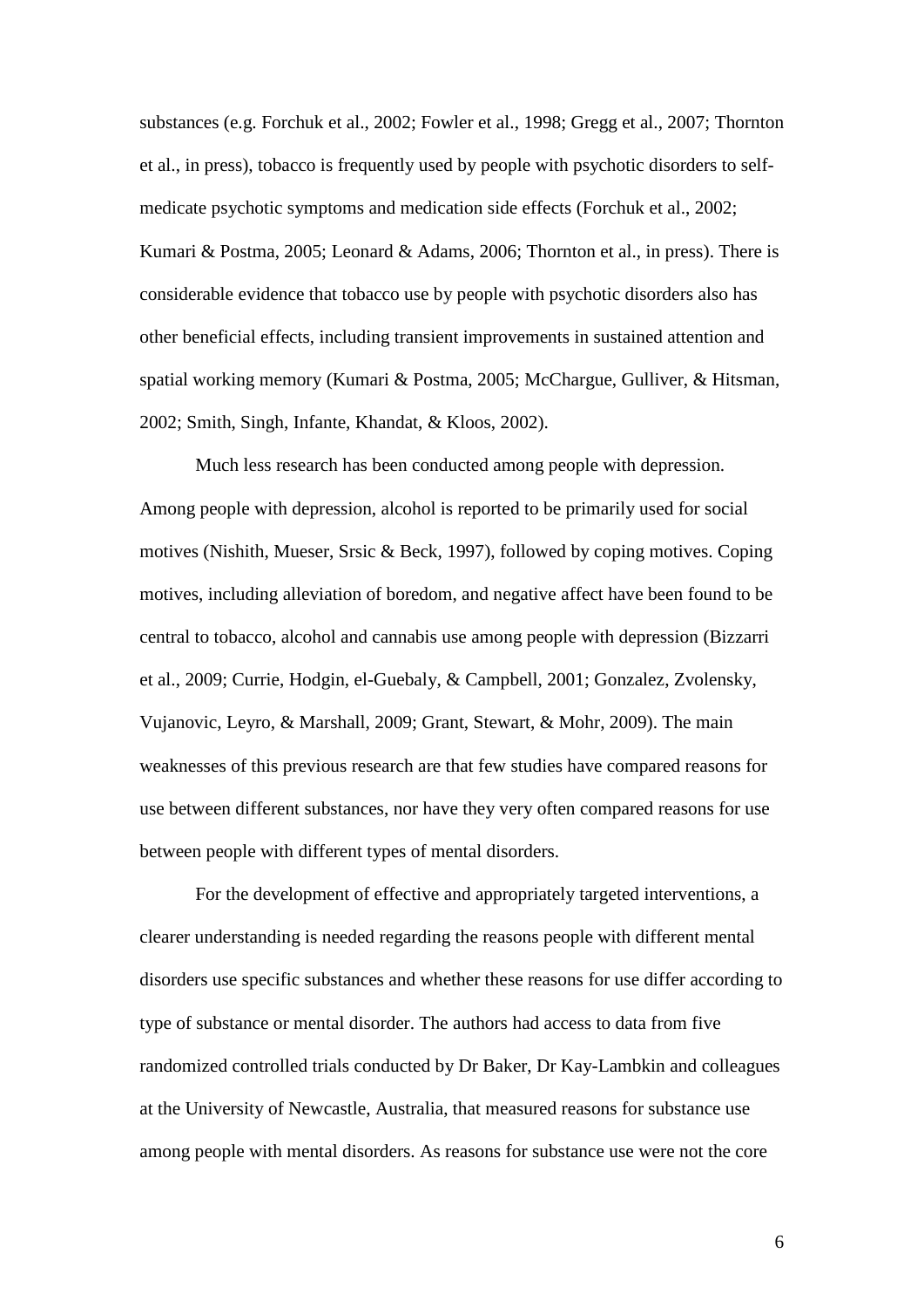substances (e.g. Forchuk et al., 2002; Fowler et al., 1998; Gregg et al., 2007; Thornton et al., in press), tobacco is frequently used by people with psychotic disorders to self-medicate psychotic symptoms and medication side effects (Forchuk et al., 2002; Kumari & Postma, 2005; Leonard & Adams, 2006; Thornton et al., in press). There is considerable evidence that tobacco use by people with psychotic disorders also has other beneficial effects, including transient improvements in sustained attention and spatial working memory (Kumari & Postma, 2005; McChargue, Gulliver, & Hitsman, 2002; Smith, Singh, Infante, Khandat, & Kloos, 2002).

Much less research has been conducted among people with depression. Among people with depression, alcohol is reported to be primarily used for social motives (Nishith, Mueser, Srsic & Beck, 1997), followed by coping motives. Coping motives, including alleviation of boredom, and negative affect have been found to be central to tobacco, alcohol and cannabis use among people with depression (Bizzarri et al., 2009; Currie, Hodgin, el-Guebaly, & Campbell, 2001; Gonzalez, Zvolensky, Vujanovic, Leyro, & Marshall, 2009; Grant, Stewart, & Mohr, 2009). The main weaknesses of this previous research are that few studies have compared reasons for use between different substances, nor have they very often compared reasons for use between people with different types of mental disorders.

For the development of effective and appropriately targeted interventions, a clearer understanding is needed regarding the reasons people with different mental disorders use specific substances and whether these reasons for use differ according to type of substance or mental disorder. The authors had access to data from five randomized controlled trials conducted by Dr Baker, Dr Kay-Lambkin and colleagues at the University of Newcastle, Australia, that measured reasons for substance use among people with mental disorders. As reasons for substance use were not the core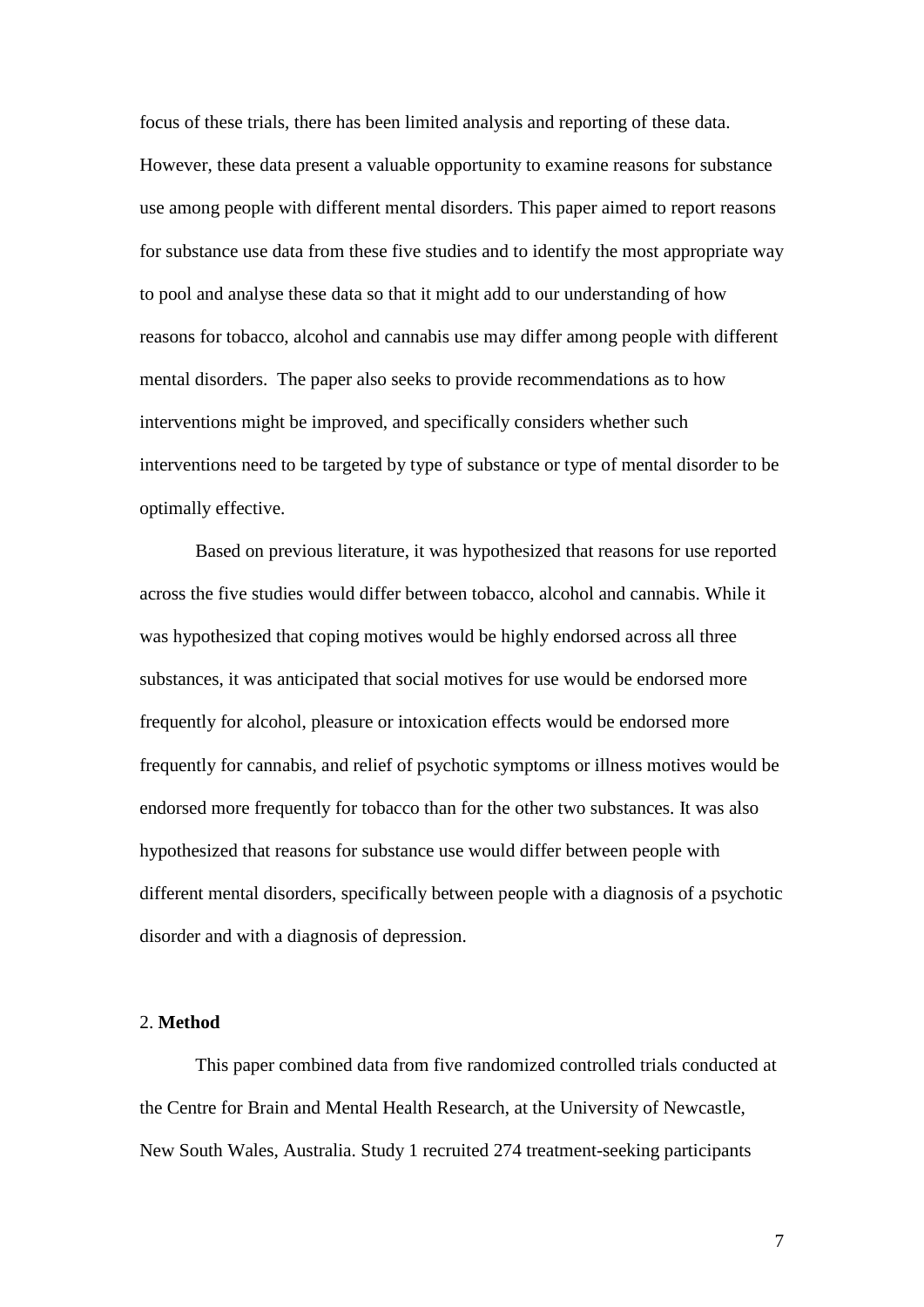focus of these trials, there has been limited analysis and reporting of these data. However, these data present a valuable opportunity to examine reasons for substance use among people with different mental disorders. This paper aimed to report reasons for substance use data from these five studies and to identify the most appropriate way to pool and analyse these data so that it might add to our understanding of how reasons for tobacco, alcohol and cannabis use may differ among people with different mental disorders. The paper also seeks to provide recommendations as to how interventions might be improved, and specifically considers whether such interventions need to be targeted by type of substance or type of mental disorder to be optimally effective.

Based on previous literature, it was hypothesized that reasons for use reported across the five studies would differ between tobacco, alcohol and cannabis. While it was hypothesized that coping motives would be highly endorsed across all three substances, it was anticipated that social motives for use would be endorsed more frequently for alcohol, pleasure or intoxication effects would be endorsed more frequently for cannabis, and relief of psychotic symptoms or illness motives would be endorsed more frequently for tobacco than for the other two substances. It was also hypothesized that reasons for substance use would differ between people with different mental disorders, specifically between people with a diagnosis of a psychotic disorder and with a diagnosis of depression.

## 2. **Method**

This paper combined data from five randomized controlled trials conducted at the Centre for Brain and Mental Health Research, at the University of Newcastle, New South Wales, Australia. Study 1 recruited 274 treatment-seeking participants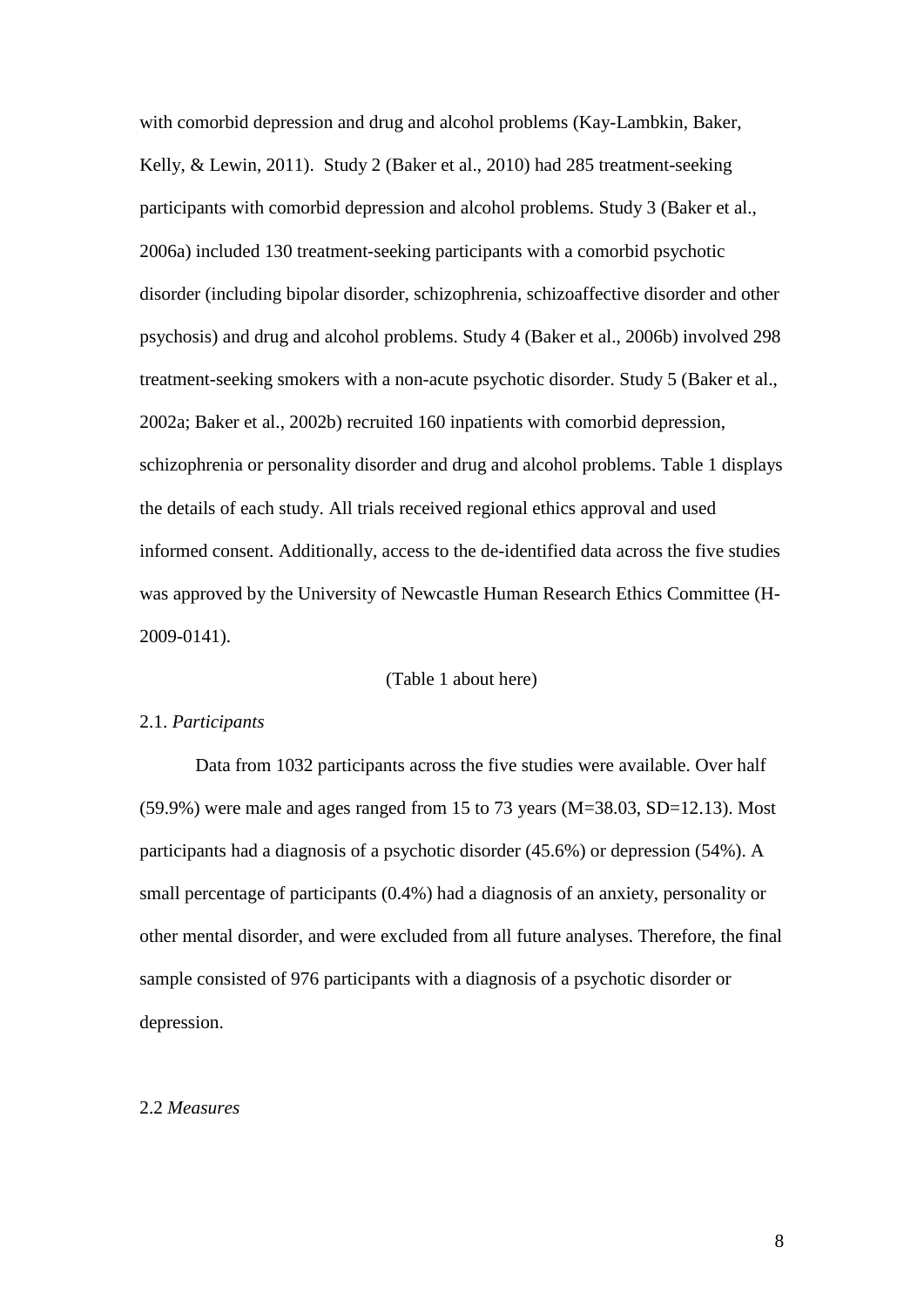with comorbid depression and drug and alcohol problems (Kay-Lambkin, Baker, Kelly, & Lewin, 2011). Study 2 (Baker et al., 2010) had 285 treatment-seeking participants with comorbid depression and alcohol problems. Study 3 (Baker et al., 2006a) included 130 treatment-seeking participants with a comorbid psychotic disorder (including bipolar disorder, schizophrenia, schizoaffective disorder and other psychosis) and drug and alcohol problems. Study 4 (Baker et al., 2006b) involved 298 treatment-seeking smokers with a non-acute psychotic disorder. Study 5 (Baker et al., 2002a; Baker et al., 2002b) recruited 160 inpatients with comorbid depression, schizophrenia or personality disorder and drug and alcohol problems. Table 1 displays the details of each study. All trials received regional ethics approval and used informed consent. Additionally, access to the de-identified data across the five studies was approved by the University of Newcastle Human Research Ethics Committee (H-2009-0141).

(Table 1 about here)

### 2.1. *Participants*

Data from 1032 participants across the five studies were available. Over half (59.9%) were male and ages ranged from 15 to 73 years (M=38.03, SD=12.13). Most participants had a diagnosis of a psychotic disorder (45.6%) or depression (54%). A small percentage of participants (0.4%) had a diagnosis of an anxiety, personality or other mental disorder, and were excluded from all future analyses. Therefore, the final sample consisted of 976 participants with a diagnosis of a psychotic disorder or depression.

### 2.2 *Measures*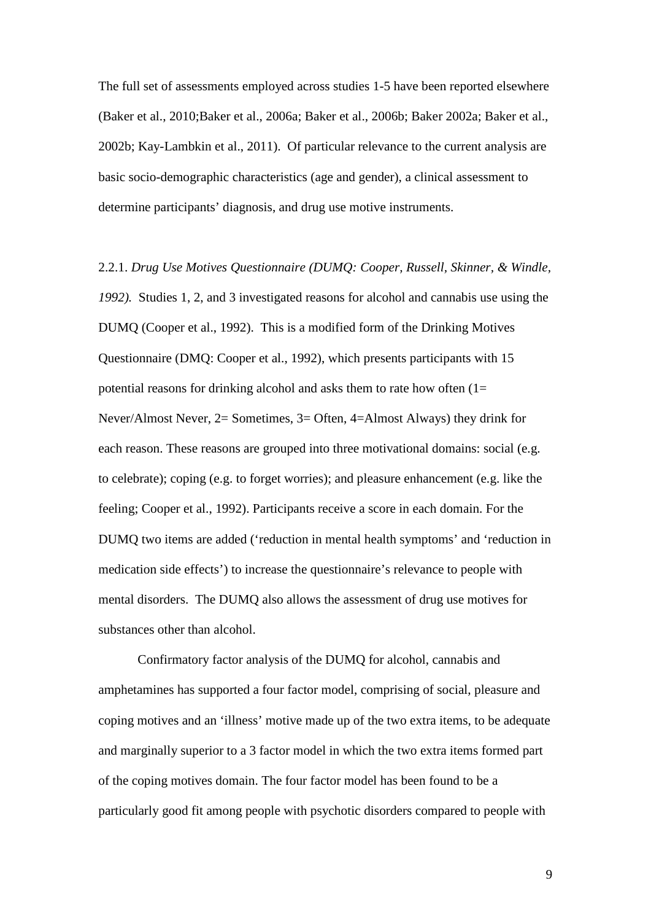The full set of assessments employed across studies 1-5 have been reported elsewhere (Baker et al., 2010;Baker et al., 2006a; Baker et al., 2006b; Baker 2002a; Baker et al., 2002b; Kay-Lambkin et al., 2011). Of particular relevance to the current analysis are basic socio-demographic characteristics (age and gender), a clinical assessment to determine participants' diagnosis, and drug use motive instruments.

2.2.1. *Drug Use Motives Questionnaire (DUMQ: Cooper, Russell, Skinner, & Windle, 1992).* Studies 1, 2, and 3 investigated reasons for alcohol and cannabis use using the DUMQ (Cooper et al., 1992). This is a modified form of the Drinking Motives Questionnaire (DMQ: Cooper et al., 1992), which presents participants with 15 potential reasons for drinking alcohol and asks them to rate how often (1= Never/Almost Never, 2= Sometimes, 3= Often, 4=Almost Always) they drink for each reason. These reasons are grouped into three motivational domains: social (e.g. to celebrate); coping (e.g. to forget worries); and pleasure enhancement (e.g. like the feeling; Cooper et al., 1992). Participants receive a score in each domain. For the DUMQ two items are added ('reduction in mental health symptoms' and 'reduction in medication side effects') to increase the questionnaire's relevance to people with mental disorders. The DUMQ also allows the assessment of drug use motives for substances other than alcohol.

Confirmatory factor analysis of the DUMQ for alcohol, cannabis and amphetamines has supported a four factor model, comprising of social, pleasure and coping motives and an 'illness' motive made up of the two extra items, to be adequate and marginally superior to a 3 factor model in which the two extra items formed part of the coping motives domain. The four factor model has been found to be a particularly good fit among people with psychotic disorders compared to people with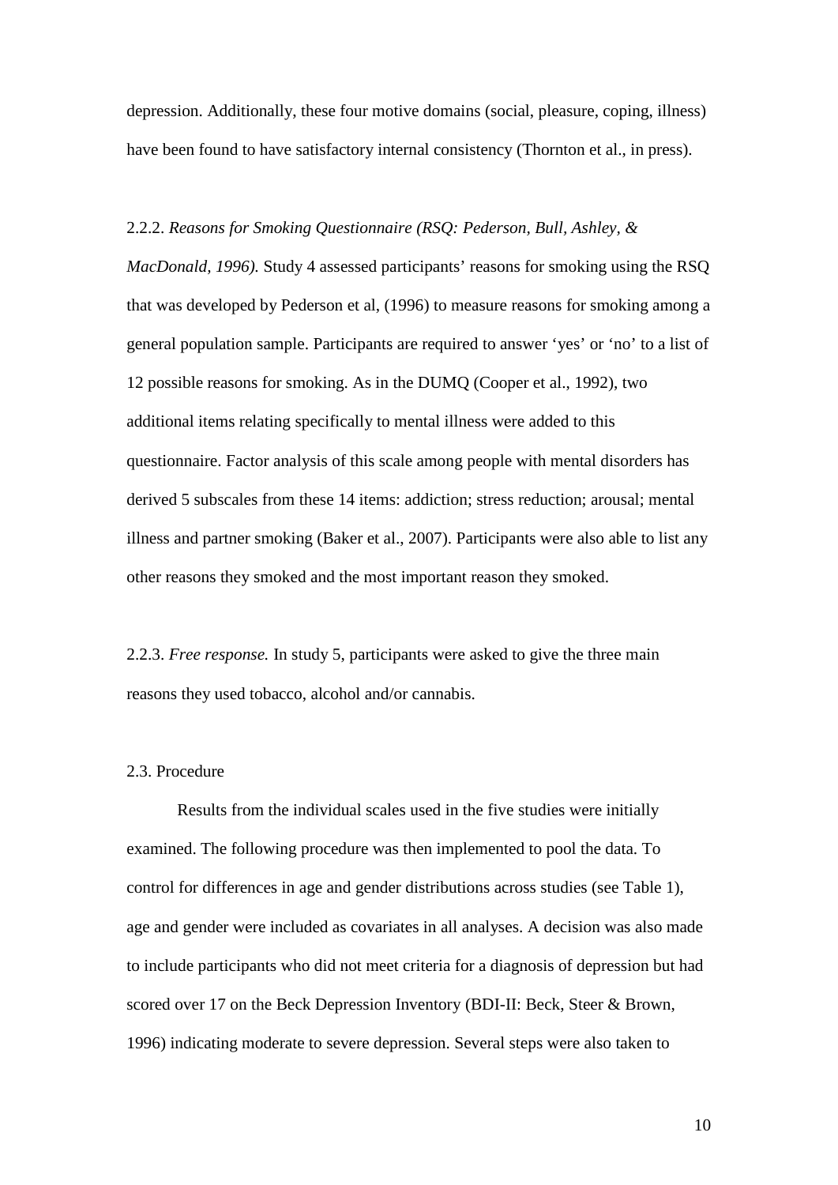depression. Additionally, these four motive domains (social, pleasure, coping, illness) have been found to have satisfactory internal consistency (Thornton et al., in press).

2.2.2. *Reasons for Smoking Questionnaire (RSQ: Pederson, Bull, Ashley, & MacDonald, 1996).* Study 4 assessed participants' reasons for smoking using the RSQ that was developed by Pederson et al, (1996) to measure reasons for smoking among a general population sample. Participants are required to answer 'yes' or 'no' to a list of 12 possible reasons for smoking. As in the DUMQ (Cooper et al., 1992), two additional items relating specifically to mental illness were added to this questionnaire. Factor analysis of this scale among people with mental disorders has derived 5 subscales from these 14 items: addiction; stress reduction; arousal; mental illness and partner smoking (Baker et al., 2007). Participants were also able to list any other reasons they smoked and the most important reason they smoked.

2.2.3. *Free response.* In study 5, participants were asked to give the three main reasons they used tobacco, alcohol and/or cannabis.

2.3. Procedure

Results from the individual scales used in the five studies were initially examined. The following procedure was then implemented to pool the data. To control for differences in age and gender distributions across studies (see Table 1), age and gender were included as covariates in all analyses. A decision was also made to include participants who did not meet criteria for a diagnosis of depression but had scored over 17 on the Beck Depression Inventory (BDI-II: Beck, Steer & Brown, 1996) indicating moderate to severe depression. Several steps were also taken to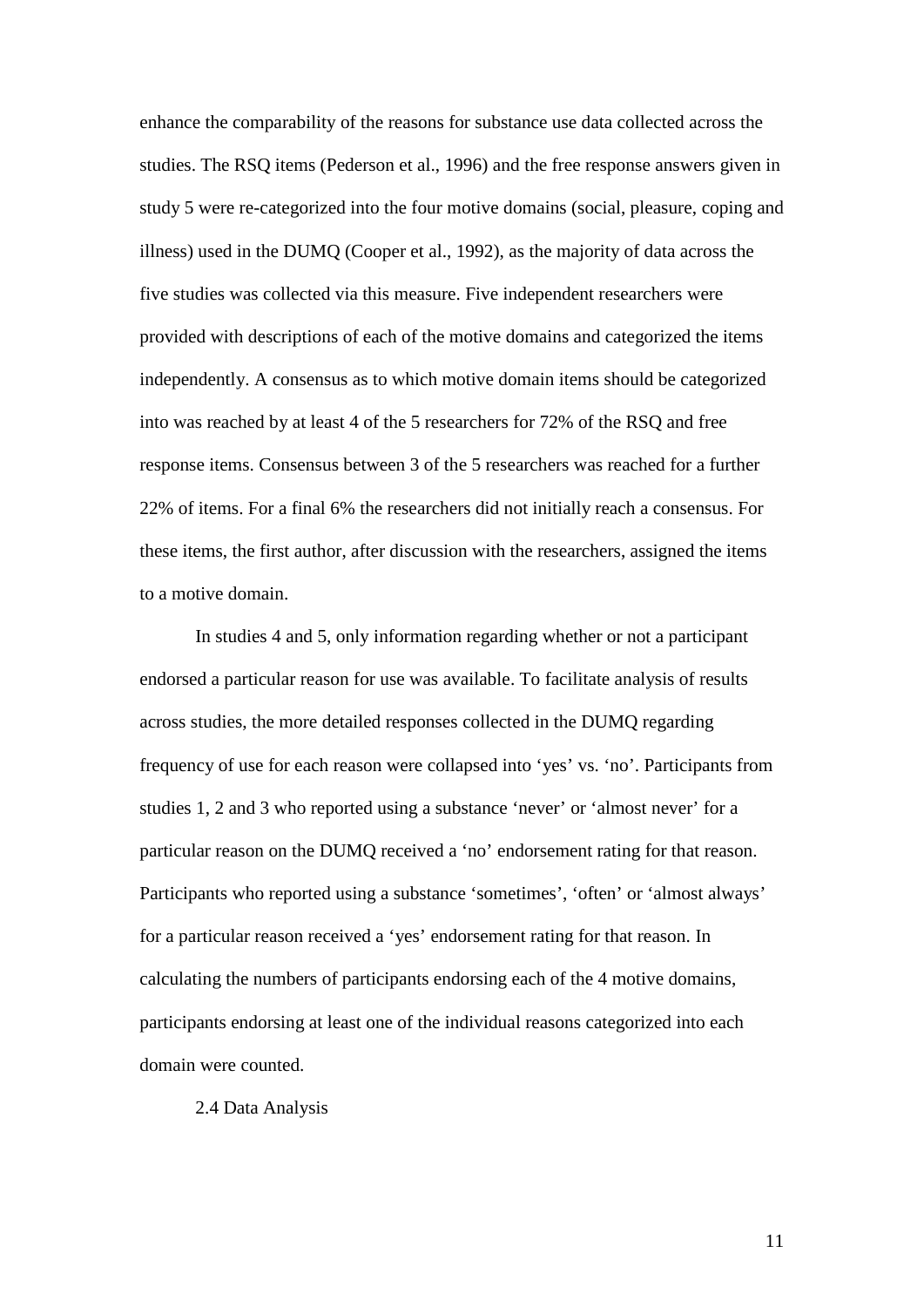enhance the comparability of the reasons for substance use data collected across the studies. The RSQ items (Pederson et al., 1996) and the free response answers given in study 5 were re-categorized into the four motive domains (social, pleasure, coping and illness) used in the DUMQ (Cooper et al., 1992), as the majority of data across the five studies was collected via this measure. Five independent researchers were provided with descriptions of each of the motive domains and categorized the items independently. A consensus as to which motive domain items should be categorized into was reached by at least 4 of the 5 researchers for 72% of the RSQ and free response items. Consensus between 3 of the 5 researchers was reached for a further 22% of items. For a final 6% the researchers did not initially reach a consensus. For these items, the first author, after discussion with the researchers, assigned the items to a motive domain.

In studies 4 and 5, only information regarding whether or not a participant endorsed a particular reason for use was available. To facilitate analysis of results across studies, the more detailed responses collected in the DUMQ regarding frequency of use for each reason were collapsed into 'yes' vs. 'no'. Participants from studies 1, 2 and 3 who reported using a substance 'never' or 'almost never' for a particular reason on the DUMQ received a 'no' endorsement rating for that reason. Participants who reported using a substance 'sometimes', 'often' or 'almost always' for a particular reason received a 'yes' endorsement rating for that reason. In calculating the numbers of participants endorsing each of the 4 motive domains, participants endorsing at least one of the individual reasons categorized into each domain were counted.

## 2.4 Data Analysis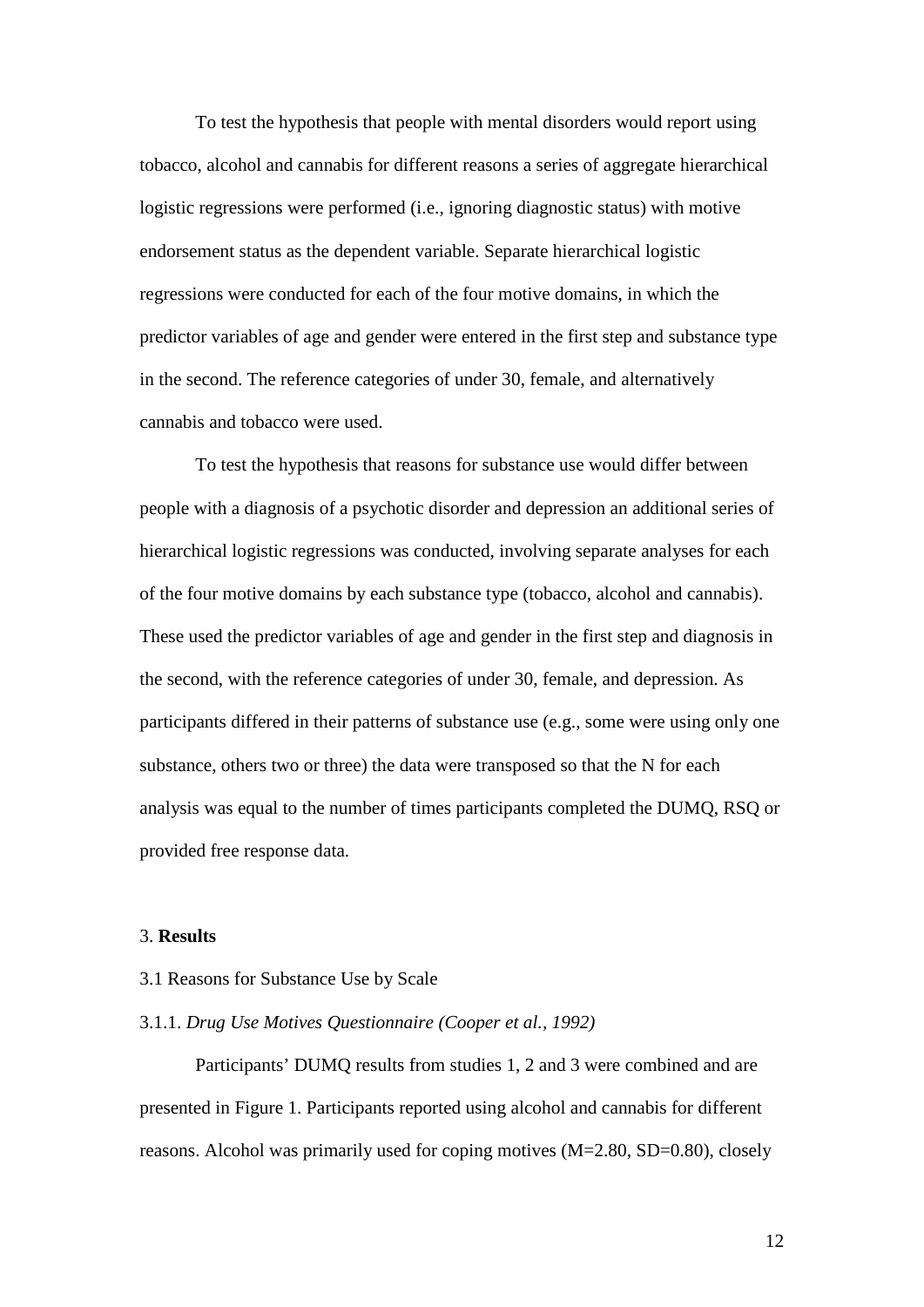To test the hypothesis that people with mental disorders would report using tobacco, alcohol and cannabis for different reasons a series of aggregate hierarchical logistic regressions were performed (i.e., ignoring diagnostic status) with motive endorsement status as the dependent variable. Separate hierarchical logistic regressions were conducted for each of the four motive domains, in which the predictor variables of age and gender were entered in the first step and substance type in the second. The reference categories of under 30, female, and alternatively cannabis and tobacco were used.

To test the hypothesis that reasons for substance use would differ between people with a diagnosis of a psychotic disorder and depression an additional series of hierarchical logistic regressions was conducted, involving separate analyses for each of the four motive domains by each substance type (tobacco, alcohol and cannabis). These used the predictor variables of age and gender in the first step and diagnosis in the second, with the reference categories of under 30, female, and depression. As participants differed in their patterns of substance use (e.g., some were using only one substance, others two or three) the data were transposed so that the N for each analysis was equal to the number of times participants completed the DUMQ, RSQ or provided free response data.

## 3. **Results**

### 3.1 Reasons for Substance Use by Scale

#### 3.1.1. *Drug Use Motives Questionnaire (Cooper et al., 1992)*

Participants' DUMQ results from studies 1, 2 and 3 were combined and are presented in Figure 1. Participants reported using alcohol and cannabis for different reasons. Alcohol was primarily used for coping motives (M=2.80, SD=0.80), closely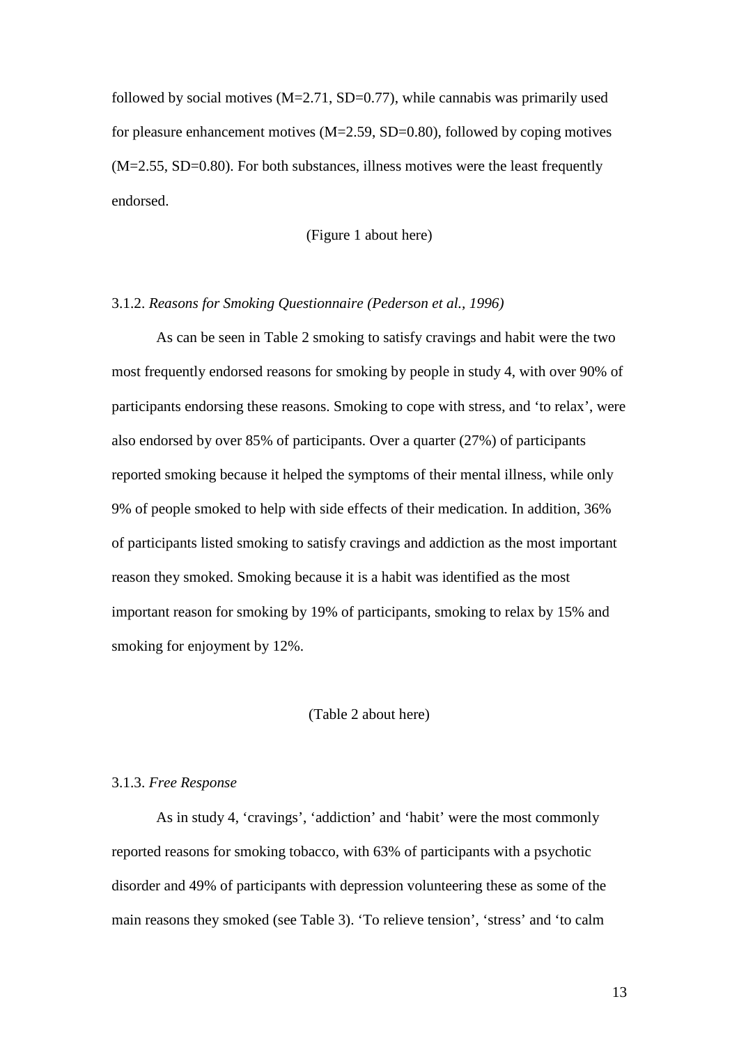followed by social motives (M=2.71, SD=0.77), while cannabis was primarily used for pleasure enhancement motives (M=2.59, SD=0.80), followed by coping motives (M=2.55, SD=0.80). For both substances, illness motives were the least frequently endorsed.

(Figure 1 about here)

### 3.1.2. *Reasons for Smoking Questionnaire (Pederson et al., 1996)*

As can be seen in Table 2 smoking to satisfy cravings and habit were the two most frequently endorsed reasons for smoking by people in study 4, with over 90% of participants endorsing these reasons. Smoking to cope with stress, and 'to relax', were also endorsed by over 85% of participants. Over a quarter (27%) of participants reported smoking because it helped the symptoms of their mental illness, while only 9% of people smoked to help with side effects of their medication. In addition, 36% of participants listed smoking to satisfy cravings and addiction as the most important reason they smoked. Smoking because it is a habit was identified as the most important reason for smoking by 19% of participants, smoking to relax by 15% and smoking for enjoyment by 12%.

(Table 2 about here)

### 3.1.3. *Free Response*

As in study 4, 'cravings', 'addiction' and 'habit' were the most commonly reported reasons for smoking tobacco, with 63% of participants with a psychotic disorder and 49% of participants with depression volunteering these as some of the main reasons they smoked (see Table 3). 'To relieve tension', 'stress' and 'to calm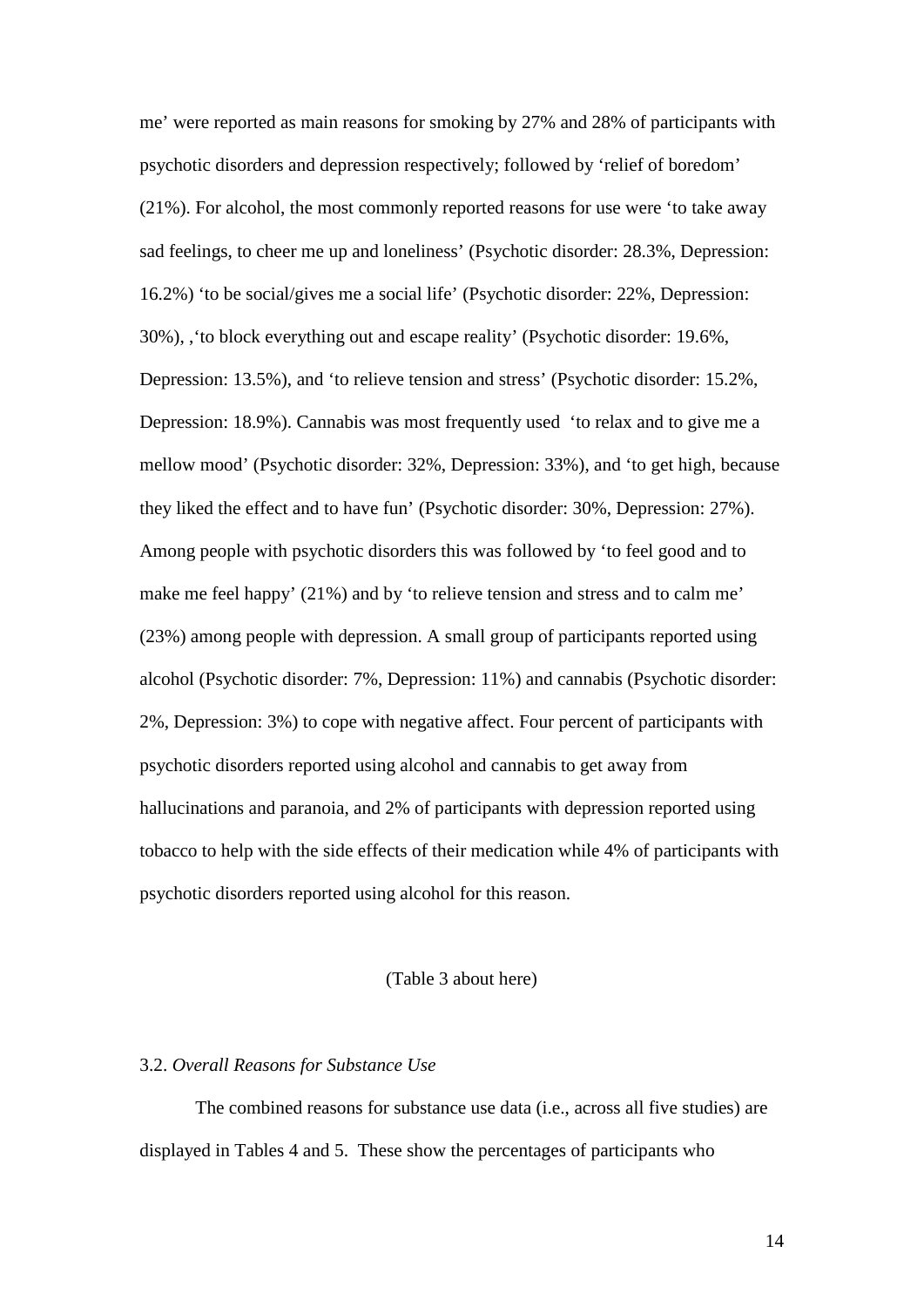me' were reported as main reasons for smoking by 27% and 28% of participants with psychotic disorders and depression respectively; followed by 'relief of boredom' (21%). For alcohol, the most commonly reported reasons for use were 'to take away sad feelings, to cheer me up and loneliness' (Psychotic disorder: 28.3%, Depression: 16.2%) 'to be social/gives me a social life' (Psychotic disorder: 22%, Depression: 30%), ,'to block everything out and escape reality' (Psychotic disorder: 19.6%, Depression: 13.5%), and 'to relieve tension and stress' (Psychotic disorder: 15.2%, Depression: 18.9%). Cannabis was most frequently used 'to relax and to give me a mellow mood' (Psychotic disorder: 32%, Depression: 33%), and 'to get high, because they liked the effect and to have fun' (Psychotic disorder: 30%, Depression: 27%). Among people with psychotic disorders this was followed by 'to feel good and to make me feel happy' (21%) and by 'to relieve tension and stress and to calm me' (23%) among people with depression. A small group of participants reported using alcohol (Psychotic disorder: 7%, Depression: 11%) and cannabis (Psychotic disorder: 2%, Depression: 3%) to cope with negative affect. Four percent of participants with psychotic disorders reported using alcohol and cannabis to get away from hallucinations and paranoia, and 2% of participants with depression reported using tobacco to help with the side effects of their medication while 4% of participants with psychotic disorders reported using alcohol for this reason.

(Table 3 about here)

### 3.2. *Overall Reasons for Substance Use*

The combined reasons for substance use data (i.e., across all five studies) are displayed in Tables 4 and 5. These show the percentages of participants who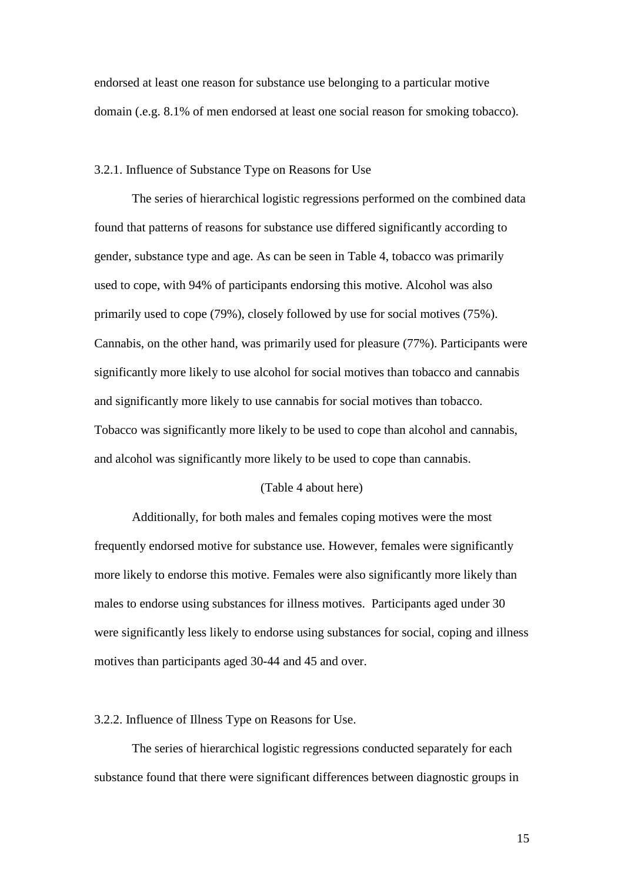endorsed at least one reason for substance use belonging to a particular motive domain (.e.g. 8.1% of men endorsed at least one social reason for smoking tobacco).

### 3.2.1. Influence of Substance Type on Reasons for Use

The series of hierarchical logistic regressions performed on the combined data found that patterns of reasons for substance use differed significantly according to gender, substance type and age. As can be seen in Table 4, tobacco was primarily used to cope, with 94% of participants endorsing this motive. Alcohol was also primarily used to cope (79%), closely followed by use for social motives (75%). Cannabis, on the other hand, was primarily used for pleasure (77%). Participants were significantly more likely to use alcohol for social motives than tobacco and cannabis and significantly more likely to use cannabis for social motives than tobacco. Tobacco was significantly more likely to be used to cope than alcohol and cannabis, and alcohol was significantly more likely to be used to cope than cannabis.

(Table 4 about here)

Additionally, for both males and females coping motives were the most frequently endorsed motive for substance use. However, females were significantly more likely to endorse this motive. Females were also significantly more likely than males to endorse using substances for illness motives. Participants aged under 30 were significantly less likely to endorse using substances for social, coping and illness motives than participants aged 30-44 and 45 and over.

### 3.2.2. Influence of Illness Type on Reasons for Use.

The series of hierarchical logistic regressions conducted separately for each substance found that there were significant differences between diagnostic groups in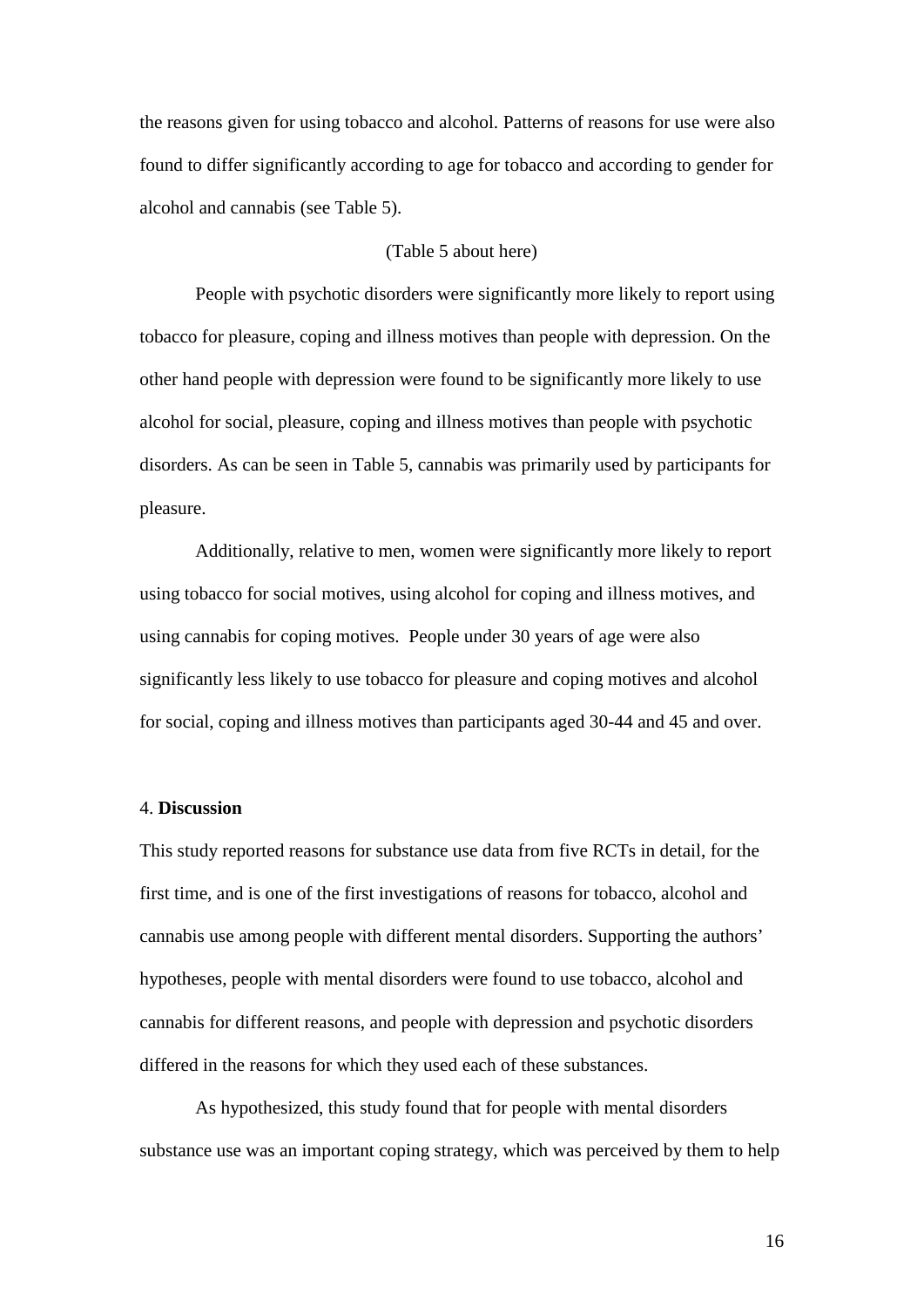the reasons given for using tobacco and alcohol. Patterns of reasons for use were also found to differ significantly according to age for tobacco and according to gender for alcohol and cannabis (see Table 5).

(Table 5 about here)

People with psychotic disorders were significantly more likely to report using tobacco for pleasure, coping and illness motives than people with depression. On the other hand people with depression were found to be significantly more likely to use alcohol for social, pleasure, coping and illness motives than people with psychotic disorders. As can be seen in Table 5, cannabis was primarily used by participants for pleasure.

Additionally, relative to men, women were significantly more likely to report using tobacco for social motives, using alcohol for coping and illness motives, and using cannabis for coping motives. People under 30 years of age were also significantly less likely to use tobacco for pleasure and coping motives and alcohol for social, coping and illness motives than participants aged 30-44 and 45 and over.

## 4. **Discussion**

This study reported reasons for substance use data from five RCTs in detail, for the first time, and is one of the first investigations of reasons for tobacco, alcohol and cannabis use among people with different mental disorders. Supporting the authors' hypotheses, people with mental disorders were found to use tobacco, alcohol and cannabis for different reasons, and people with depression and psychotic disorders differed in the reasons for which they used each of these substances.

As hypothesized, this study found that for people with mental disorders substance use was an important coping strategy, which was perceived by them to help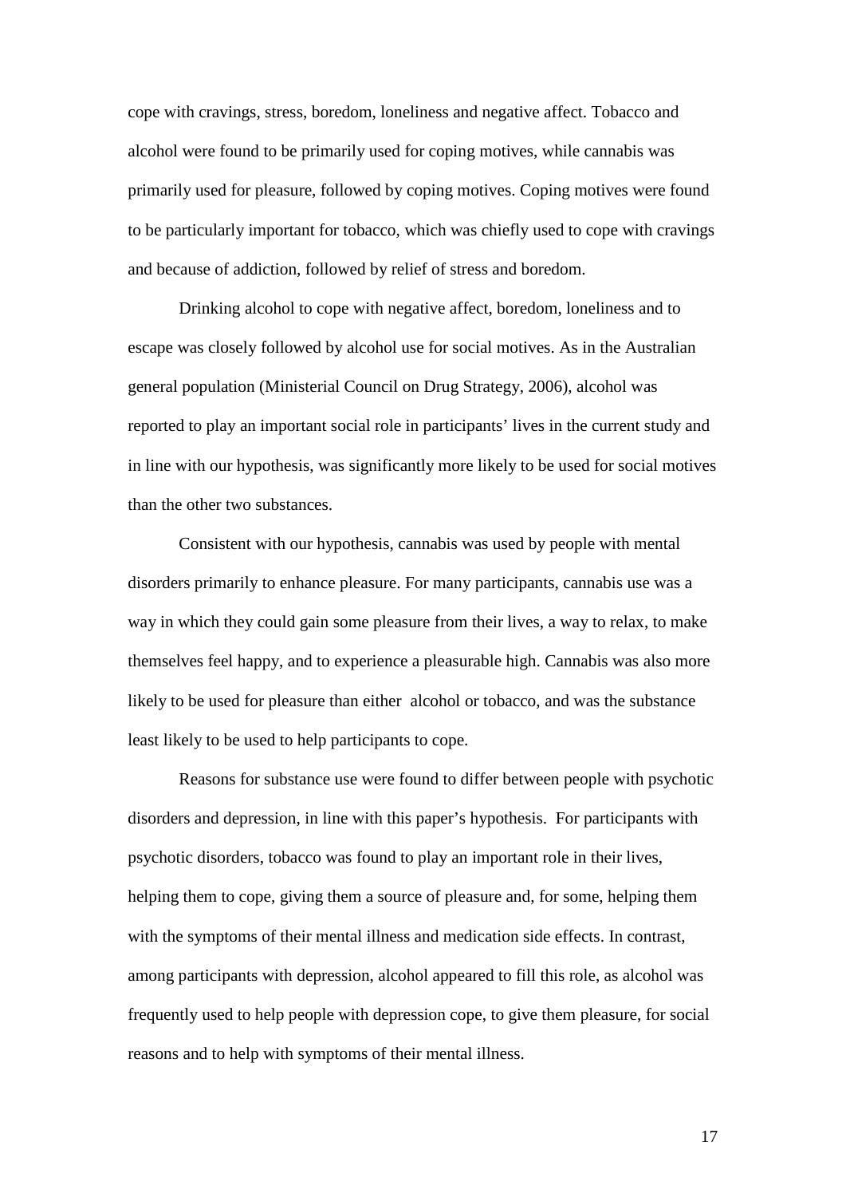cope with cravings, stress, boredom, loneliness and negative affect. Tobacco and alcohol were found to be primarily used for coping motives, while cannabis was primarily used for pleasure, followed by coping motives. Coping motives were found to be particularly important for tobacco, which was chiefly used to cope with cravings and because of addiction, followed by relief of stress and boredom.

Drinking alcohol to cope with negative affect, boredom, loneliness and to escape was closely followed by alcohol use for social motives. As in the Australian general population (Ministerial Council on Drug Strategy, 2006), alcohol was reported to play an important social role in participants' lives in the current study and in line with our hypothesis, was significantly more likely to be used for social motives than the other two substances.

Consistent with our hypothesis, cannabis was used by people with mental disorders primarily to enhance pleasure. For many participants, cannabis use was a way in which they could gain some pleasure from their lives, a way to relax, to make themselves feel happy, and to experience a pleasurable high. Cannabis was also more likely to be used for pleasure than either alcohol or tobacco, and was the substance least likely to be used to help participants to cope.

Reasons for substance use were found to differ between people with psychotic disorders and depression, in line with this paper's hypothesis. For participants with psychotic disorders, tobacco was found to play an important role in their lives, helping them to cope, giving them a source of pleasure and, for some, helping them with the symptoms of their mental illness and medication side effects. In contrast, among participants with depression, alcohol appeared to fill this role, as alcohol was frequently used to help people with depression cope, to give them pleasure, for social reasons and to help with symptoms of their mental illness.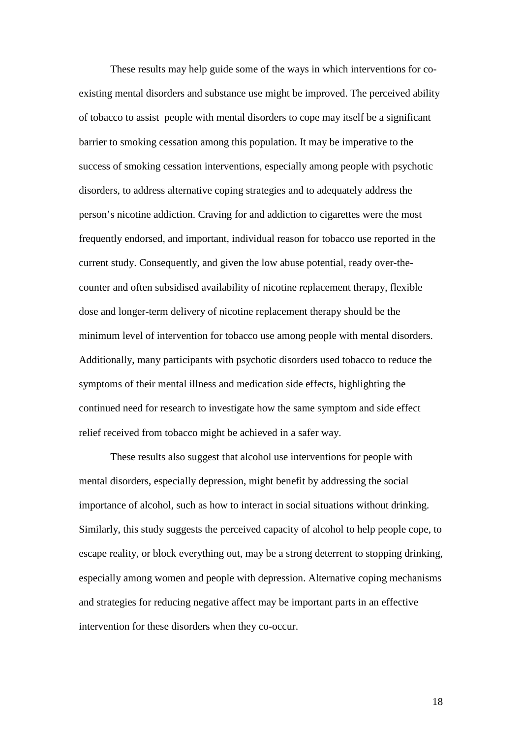These results may help guide some of the ways in which interventions for co-existing mental disorders and substance use might be improved. The perceived ability of tobacco to assist people with mental disorders to cope may itself be a significant barrier to smoking cessation among this population. It may be imperative to the success of smoking cessation interventions, especially among people with psychotic disorders, to address alternative coping strategies and to adequately address the person's nicotine addiction. Craving for and addiction to cigarettes were the most frequently endorsed, and important, individual reason for tobacco use reported in the current study. Consequently, and given the low abuse potential, ready over-the-counter and often subsidised availability of nicotine replacement therapy, flexible dose and longer-term delivery of nicotine replacement therapy should be the minimum level of intervention for tobacco use among people with mental disorders. Additionally, many participants with psychotic disorders used tobacco to reduce the symptoms of their mental illness and medication side effects, highlighting the continued need for research to investigate how the same symptom and side effect relief received from tobacco might be achieved in a safer way.

These results also suggest that alcohol use interventions for people with mental disorders, especially depression, might benefit by addressing the social importance of alcohol, such as how to interact in social situations without drinking. Similarly, this study suggests the perceived capacity of alcohol to help people cope, to escape reality, or block everything out, may be a strong deterrent to stopping drinking, especially among women and people with depression. Alternative coping mechanisms and strategies for reducing negative affect may be important parts in an effective intervention for these disorders when they co-occur.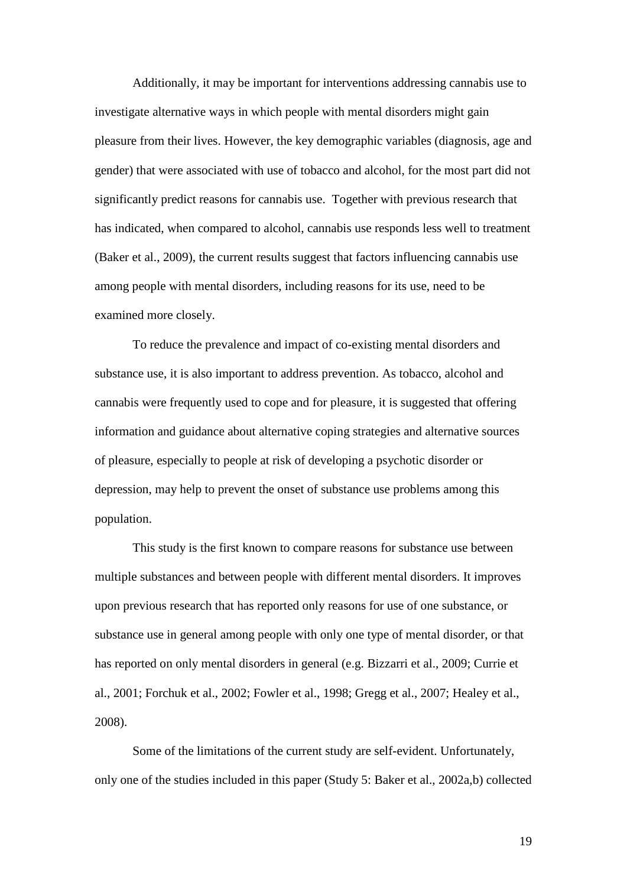Additionally, it may be important for interventions addressing cannabis use to investigate alternative ways in which people with mental disorders might gain pleasure from their lives. However, the key demographic variables (diagnosis, age and gender) that were associated with use of tobacco and alcohol, for the most part did not significantly predict reasons for cannabis use. Together with previous research that has indicated, when compared to alcohol, cannabis use responds less well to treatment (Baker et al., 2009), the current results suggest that factors influencing cannabis use among people with mental disorders, including reasons for its use, need to be examined more closely.

To reduce the prevalence and impact of co-existing mental disorders and substance use, it is also important to address prevention. As tobacco, alcohol and cannabis were frequently used to cope and for pleasure, it is suggested that offering information and guidance about alternative coping strategies and alternative sources of pleasure, especially to people at risk of developing a psychotic disorder or depression, may help to prevent the onset of substance use problems among this population.

This study is the first known to compare reasons for substance use between multiple substances and between people with different mental disorders. It improves upon previous research that has reported only reasons for use of one substance, or substance use in general among people with only one type of mental disorder, or that has reported on only mental disorders in general (e.g. Bizzarri et al., 2009; Currie et al., 2001; Forchuk et al., 2002; Fowler et al., 1998; Gregg et al., 2007; Healey et al., 2008).

Some of the limitations of the current study are self-evident. Unfortunately, only one of the studies included in this paper (Study 5: Baker et al., 2002a,b) collected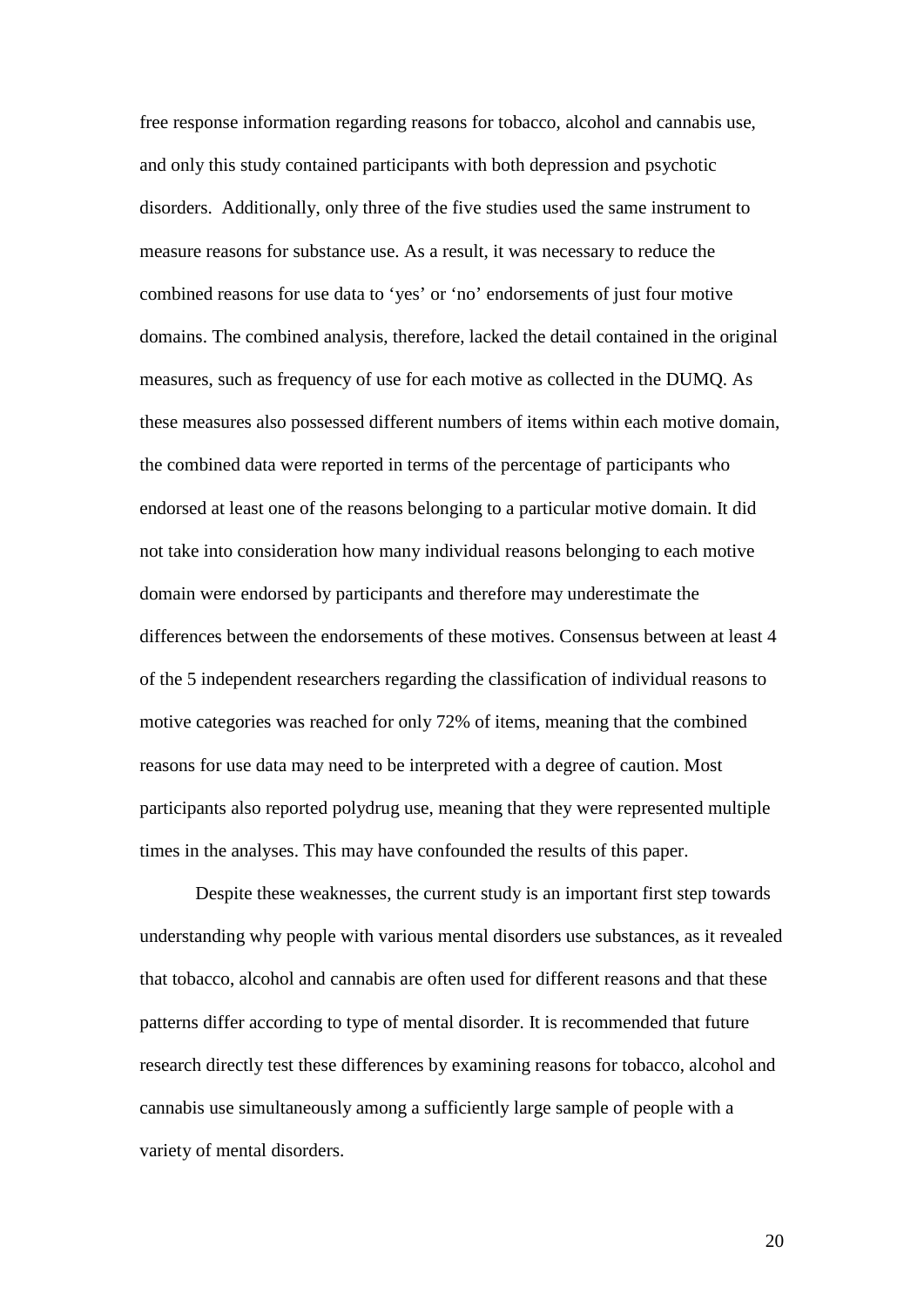free response information regarding reasons for tobacco, alcohol and cannabis use, and only this study contained participants with both depression and psychotic disorders. Additionally, only three of the five studies used the same instrument to measure reasons for substance use. As a result, it was necessary to reduce the combined reasons for use data to 'yes' or 'no' endorsements of just four motive domains. The combined analysis, therefore, lacked the detail contained in the original measures, such as frequency of use for each motive as collected in the DUMQ. As these measures also possessed different numbers of items within each motive domain, the combined data were reported in terms of the percentage of participants who endorsed at least one of the reasons belonging to a particular motive domain. It did not take into consideration how many individual reasons belonging to each motive domain were endorsed by participants and therefore may underestimate the differences between the endorsements of these motives. Consensus between at least 4 of the 5 independent researchers regarding the classification of individual reasons to motive categories was reached for only 72% of items, meaning that the combined reasons for use data may need to be interpreted with a degree of caution. Most participants also reported polydrug use, meaning that they were represented multiple times in the analyses. This may have confounded the results of this paper.

Despite these weaknesses, the current study is an important first step towards understanding why people with various mental disorders use substances, as it revealed that tobacco, alcohol and cannabis are often used for different reasons and that these patterns differ according to type of mental disorder. It is recommended that future research directly test these differences by examining reasons for tobacco, alcohol and cannabis use simultaneously among a sufficiently large sample of people with a variety of mental disorders.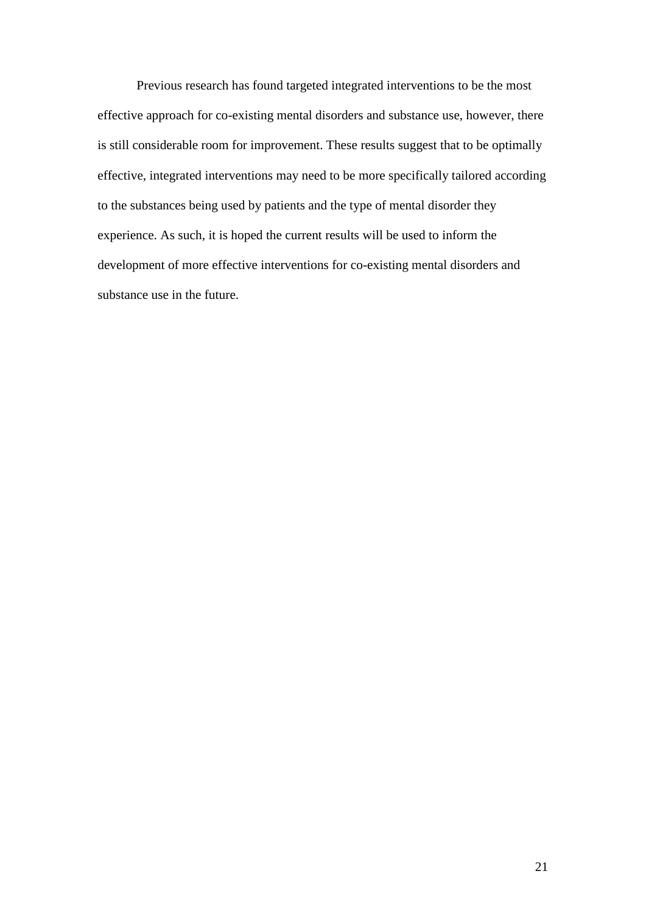Previous research has found targeted integrated interventions to be the most effective approach for co-existing mental disorders and substance use, however, there is still considerable room for improvement. These results suggest that to be optimally effective, integrated interventions may need to be more specifically tailored according to the substances being used by patients and the type of mental disorder they experience. As such, it is hoped the current results will be used to inform the development of more effective interventions for co-existing mental disorders and substance use in the future.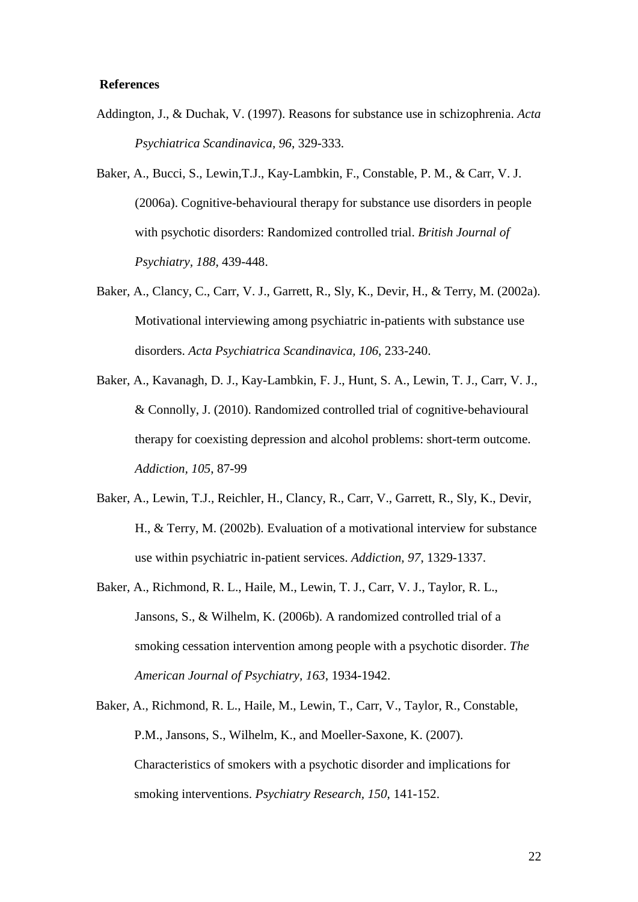**References**

Addington, J., & Duchak, V. (1997). Reasons for substance use in schizophrenia. *Acta Psychiatrica Scandinavica*, *96*, 329-333.

Baker, A., Bucci, S., Lewin,T.J., Kay-Lambkin, F., Constable, P. M., & Carr, V. J. (2006a). Cognitive-behavioural therapy for substance use disorders in people with psychotic disorders: Randomized controlled trial. *British Journal of Psychiatry*, *188*, 439-448.

Baker, A., Clancy, C., Carr, V. J., Garrett, R., Sly, K., Devir, H., & Terry, M. (2002a). Motivational interviewing among psychiatric in-patients with substance use disorders. *Acta Psychiatrica Scandinavica, 106*, 233-240.

Baker, A., Kavanagh, D. J., Kay-Lambkin, F. J., Hunt, S. A., Lewin, T. J., Carr, V. J., & Connolly, J. (2010). Randomized controlled trial of cognitive-behavioural therapy for coexisting depression and alcohol problems: short-term outcome. *Addiction*, *105*, 87-99

Baker, A., Lewin, T.J., Reichler, H., Clancy, R., Carr, V., Garrett, R., Sly, K., Devir, H., & Terry, M. (2002b). Evaluation of a motivational interview for substance use within psychiatric in-patient services. *Addiction, 97*, 1329-1337.

Baker, A., Richmond, R. L., Haile, M., Lewin, T. J., Carr, V. J., Taylor, R. L., Jansons, S., & Wilhelm, K. (2006b). A randomized controlled trial of a smoking cessation intervention among people with a psychotic disorder. *The American Journal of Psychiatry*, *163*, 1934-1942.

Baker, A., Richmond, R. L., Haile, M., Lewin, T., Carr, V., Taylor, R., Constable, P.M., Jansons, S., Wilhelm, K., and Moeller-Saxone, K. (2007). Characteristics of smokers with a psychotic disorder and implications for smoking interventions. *Psychiatry Research, 150*, 141-152.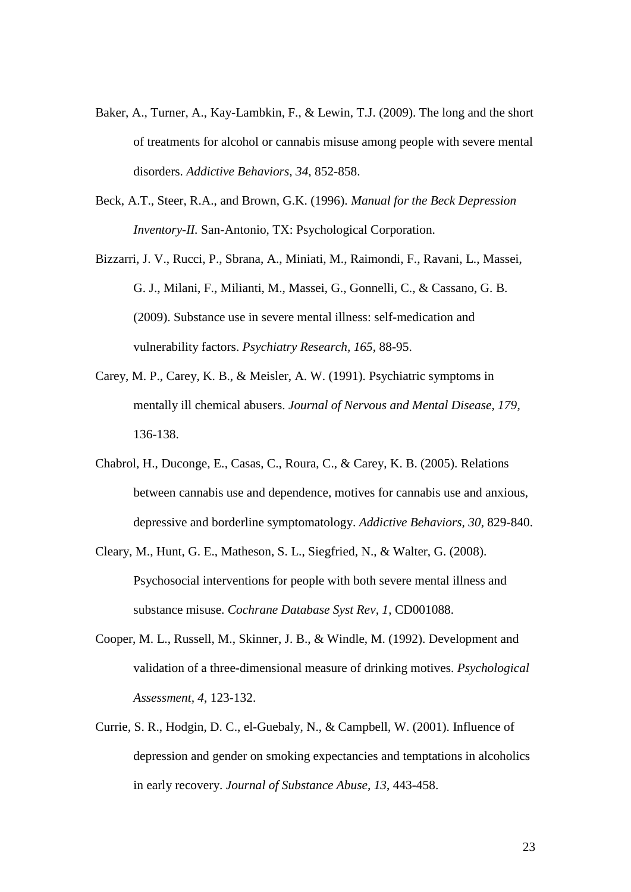Baker, A., Turner, A., Kay-Lambkin, F., & Lewin, T.J. (2009). The long and the short of treatments for alcohol or cannabis misuse among people with severe mental disorders. *Addictive Behaviors, 34*, 852-858.

Beck, A.T., Steer, R.A., and Brown, G.K. (1996). *Manual for the Beck Depression Inventory-II.* San-Antonio, TX: Psychological Corporation.

Bizzarri, J. V., Rucci, P., Sbrana, A., Miniati, M., Raimondi, F., Ravani, L., Massei, G. J., Milani, F., Milianti, M., Massei, G., Gonnelli, C., & Cassano, G. B. (2009). Substance use in severe mental illness: self-medication and vulnerability factors. *Psychiatry Research, 165*, 88-95.

Carey, M. P., Carey, K. B., & Meisler, A. W. (1991). Psychiatric symptoms in mentally ill chemical abusers. *Journal of Nervous and Mental Disease, 179*, 136-138.

Chabrol, H., Duconge, E., Casas, C., Roura, C., & Carey, K. B. (2005). Relations between cannabis use and dependence, motives for cannabis use and anxious, depressive and borderline symptomatology. *Addictive Behaviors, 30*, 829-840.

Cleary, M., Hunt, G. E., Matheson, S. L., Siegfried, N., & Walter, G. (2008). Psychosocial interventions for people with both severe mental illness and substance misuse. *Cochrane Database Syst Rev, 1*, CD001088.

Cooper, M. L., Russell, M., Skinner, J. B., & Windle, M. (1992). Development and validation of a three-dimensional measure of drinking motives. *Psychological Assessment, 4*, 123-132.

Currie, S. R., Hodgin, D. C., el-Guebaly, N., & Campbell, W. (2001). Influence of depression and gender on smoking expectancies and temptations in alcoholics in early recovery. *Journal of Substance Abuse, 13*, 443-458.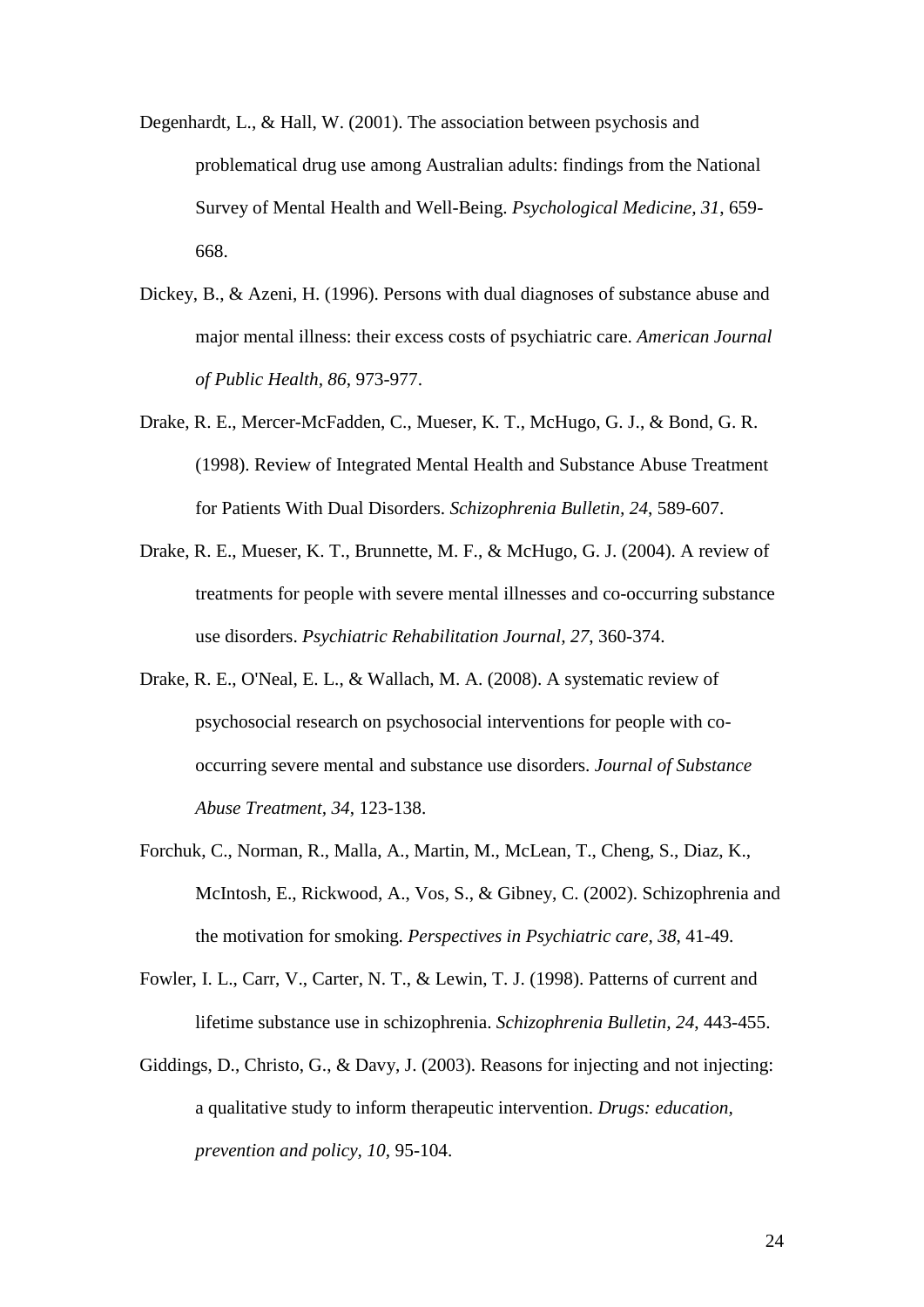Degenhardt, L., & Hall, W. (2001). The association between psychosis and problematical drug use among Australian adults: findings from the National Survey of Mental Health and Well-Being. *Psychological Medicine, 31*, 659-668.

Dickey, B., & Azeni, H. (1996). Persons with dual diagnoses of substance abuse and major mental illness: their excess costs of psychiatric care. *American Journal of Public Health, 86*, 973-977.

Drake, R. E., Mercer-McFadden, C., Mueser, K. T., McHugo, G. J., & Bond, G. R. (1998). Review of Integrated Mental Health and Substance Abuse Treatment for Patients With Dual Disorders. *Schizophrenia Bulletin, 24*, 589-607.

Drake, R. E., Mueser, K. T., Brunnette, M. F., & McHugo, G. J. (2004). A review of treatments for people with severe mental illnesses and co-occurring substance use disorders. *Psychiatric Rehabilitation Journal, 27*, 360-374.

Drake, R. E., O'Neal, E. L., & Wallach, M. A. (2008). A systematic review of psychosocial research on psychosocial interventions for people with co-occurring severe mental and substance use disorders. *Journal of Substance Abuse Treatment, 34*, 123-138.

Forchuk, C., Norman, R., Malla, A., Martin, M., McLean, T., Cheng, S., Diaz, K., McIntosh, E., Rickwood, A., Vos, S., & Gibney, C. (2002). Schizophrenia and the motivation for smoking. *Perspectives in Psychiatric care, 38*, 41-49.

Fowler, I. L., Carr, V., Carter, N. T., & Lewin, T. J. (1998). Patterns of current and lifetime substance use in schizophrenia. *Schizophrenia Bulletin, 24*, 443-455.

Giddings, D., Christo, G., & Davy, J. (2003). Reasons for injecting and not injecting: a qualitative study to inform therapeutic intervention. *Drugs: education, prevention and policy, 10*, 95-104.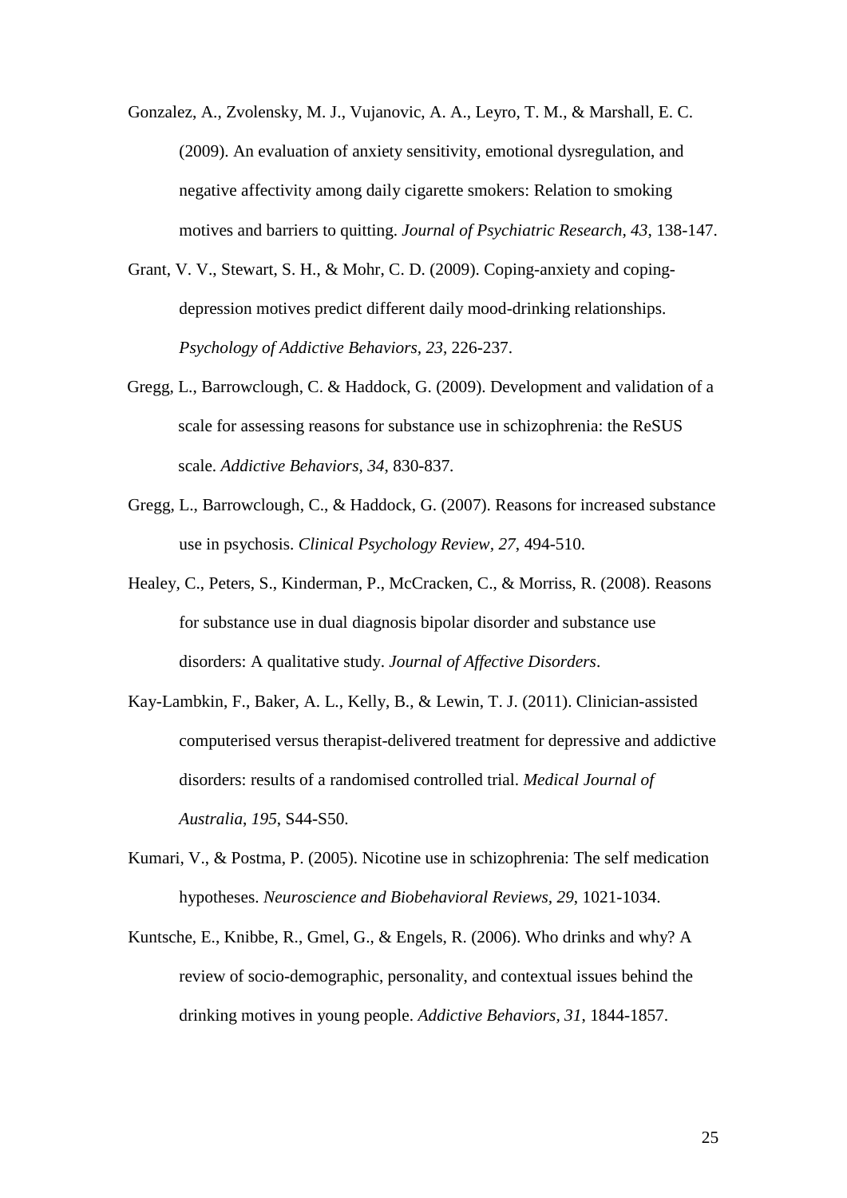Gonzalez, A., Zvolensky, M. J., Vujanovic, A. A., Leyro, T. M., & Marshall, E. C. (2009). An evaluation of anxiety sensitivity, emotional dysregulation, and negative affectivity among daily cigarette smokers: Relation to smoking motives and barriers to quitting. *Journal of Psychiatric Research, 43*, 138-147.

Grant, V. V., Stewart, S. H., & Mohr, C. D. (2009). Coping-anxiety and coping-depression motives predict different daily mood-drinking relationships. *Psychology of Addictive Behaviors, 23*, 226-237.

Gregg, L., Barrowclough, C. & Haddock, G. (2009). Development and validation of a scale for assessing reasons for substance use in schizophrenia: the ReSUS scale. *Addictive Behaviors, 34*, 830-837.

Gregg, L., Barrowclough, C., & Haddock, G. (2007). Reasons for increased substance use in psychosis. *Clinical Psychology Review, 27*, 494-510.

Healey, C., Peters, S., Kinderman, P., McCracken, C., & Morriss, R. (2008). Reasons for substance use in dual diagnosis bipolar disorder and substance use disorders: A qualitative study. *Journal of Affective Disorders*.

Kay-Lambkin, F., Baker, A. L., Kelly, B., & Lewin, T. J. (2011). Clinician-assisted computerised versus therapist-delivered treatment for depressive and addictive disorders: results of a randomised controlled trial. *Medical Journal of Australia, 195*, S44-S50.

Kumari, V., & Postma, P. (2005). Nicotine use in schizophrenia: The self medication hypotheses. *Neuroscience and Biobehavioral Reviews, 29*, 1021-1034.

Kuntsche, E., Knibbe, R., Gmel, G., & Engels, R. (2006). Who drinks and why? A review of socio-demographic, personality, and contextual issues behind the drinking motives in young people. *Addictive Behaviors, 31*, 1844-1857.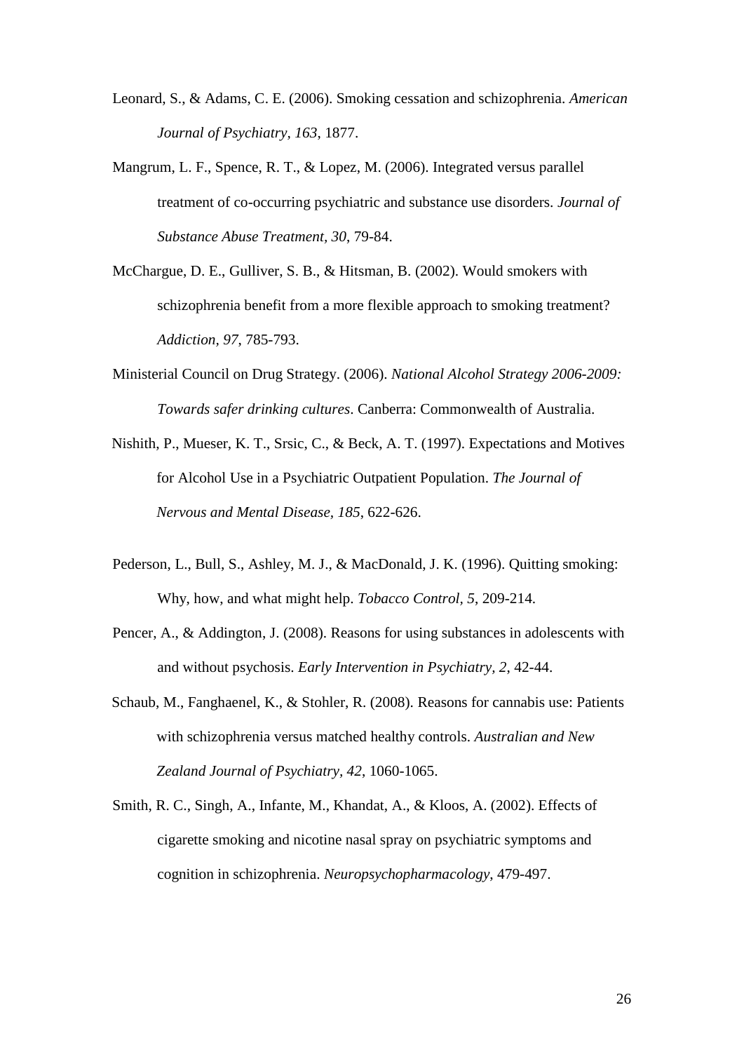Leonard, S., & Adams, C. E. (2006). Smoking cessation and schizophrenia. *American Journal of Psychiatry, 163*, 1877.

Mangrum, L. F., Spence, R. T., & Lopez, M. (2006). Integrated versus parallel treatment of co-occurring psychiatric and substance use disorders. *Journal of Substance Abuse Treatment, 30*, 79-84.

McChargue, D. E., Gulliver, S. B., & Hitsman, B. (2002). Would smokers with schizophrenia benefit from a more flexible approach to smoking treatment? *Addiction, 97*, 785-793.

Ministerial Council on Drug Strategy. (2006). *National Alcohol Strategy 2006-2009: Towards safer drinking cultures*. Canberra: Commonwealth of Australia.

Nishith, P., Mueser, K. T., Srsic, C., & Beck, A. T. (1997). Expectations and Motives for Alcohol Use in a Psychiatric Outpatient Population. *The Journal of Nervous and Mental Disease, 185*, 622-626.

Pederson, L., Bull, S., Ashley, M. J., & MacDonald, J. K. (1996). Quitting smoking: Why, how, and what might help. *Tobacco Control, 5*, 209-214.

Pencer, A., & Addington, J. (2008). Reasons for using substances in adolescents with and without psychosis. *Early Intervention in Psychiatry, 2*, 42-44.

Schaub, M., Fanghaenel, K., & Stohler, R. (2008). Reasons for cannabis use: Patients with schizophrenia versus matched healthy controls. *Australian and New Zealand Journal of Psychiatry, 42*, 1060-1065.

Smith, R. C., Singh, A., Infante, M., Khandat, A., & Kloos, A. (2002). Effects of cigarette smoking and nicotine nasal spray on psychiatric symptoms and cognition in schizophrenia. *Neuropsychopharmacology*, 479-497.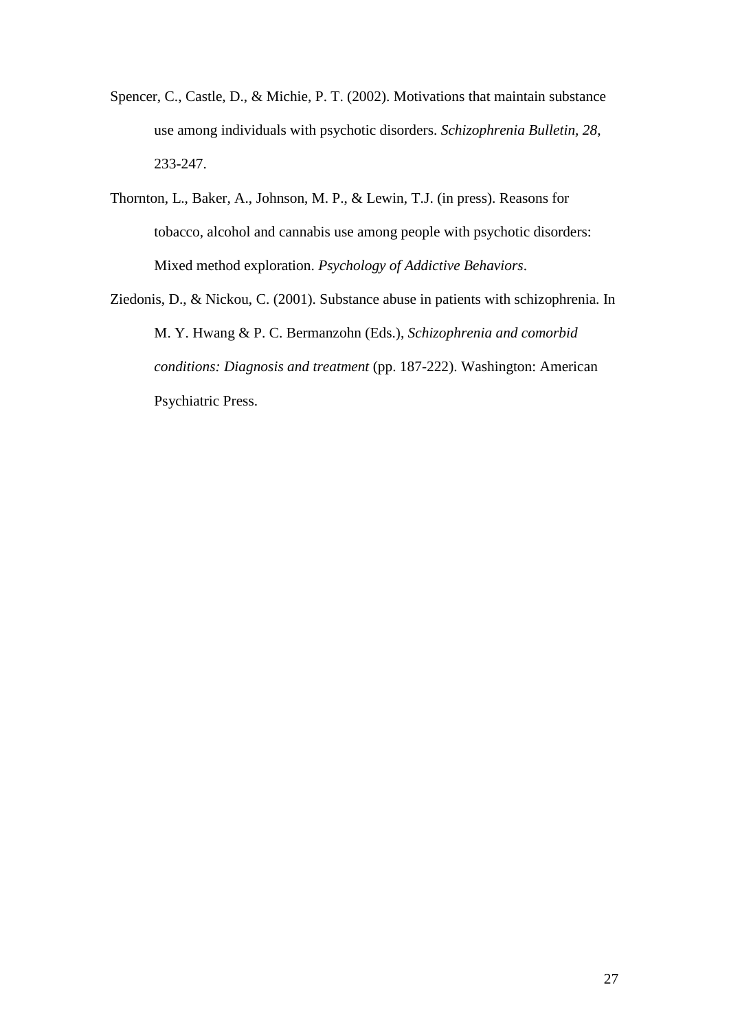Spencer, C., Castle, D., & Michie, P. T. (2002). Motivations that maintain substance use among individuals with psychotic disorders. *Schizophrenia Bulletin, 28*, 233-247.

Thornton, L., Baker, A., Johnson, M. P., & Lewin, T.J. (in press). Reasons for tobacco, alcohol and cannabis use among people with psychotic disorders: Mixed method exploration. *Psychology of Addictive Behaviors*.

Ziedonis, D., & Nickou, C. (2001). Substance abuse in patients with schizophrenia. In M. Y. Hwang & P. C. Bermanzohn (Eds.), *Schizophrenia and comorbid conditions: Diagnosis and treatment* (pp. 187-222). Washington: American Psychiatric Press.